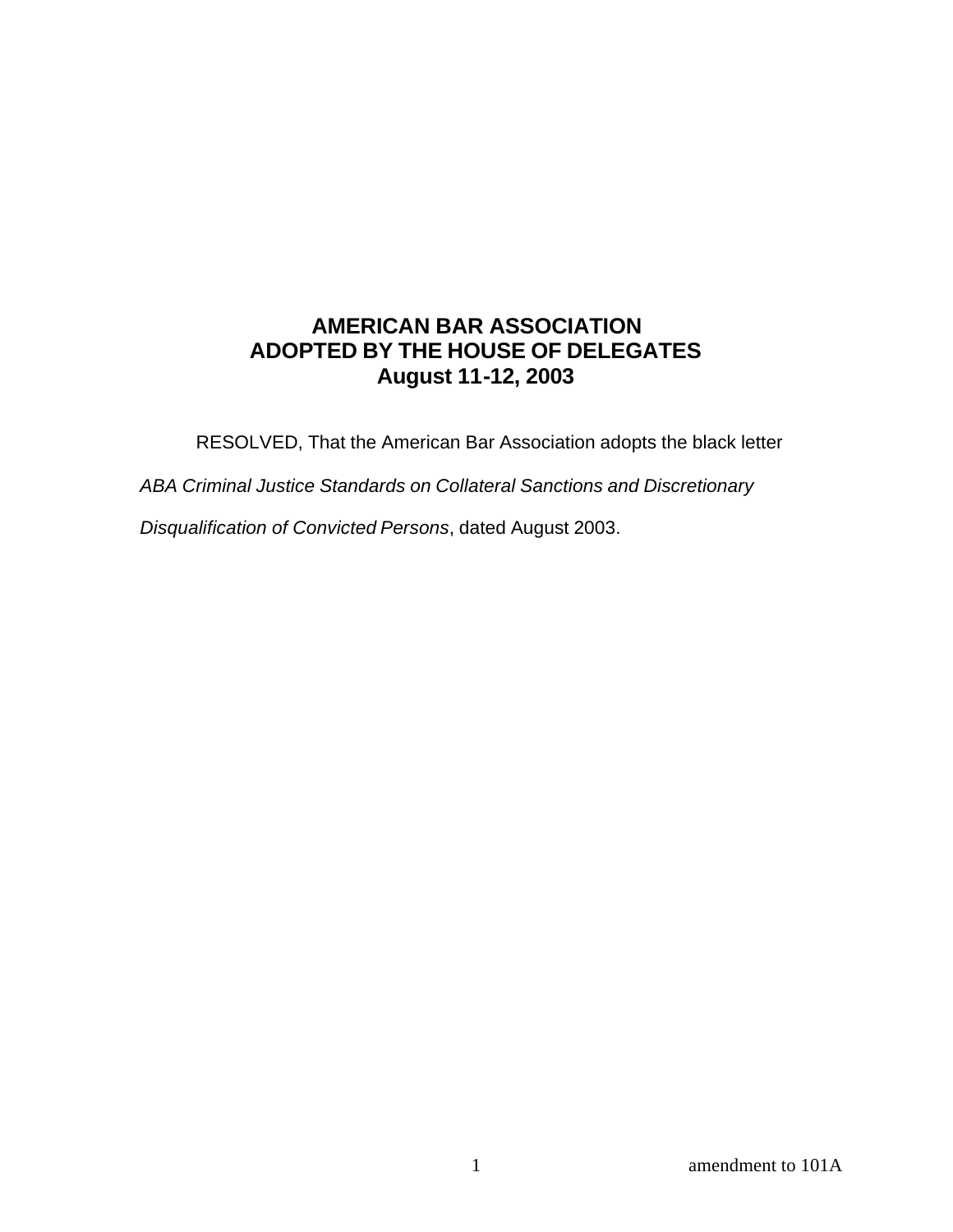**AMERICAN BAR ASSOCIATION**
**ADOPTED BY THE HOUSE OF DELEGATES**
**August 11-12, 2003**

RESOLVED, That the American Bar Association adopts the black letter *ABA Criminal Justice Standards on Collateral Sanctions and Discretionary Disqualification of Convicted Persons*, dated August 2003.

amendment to 101A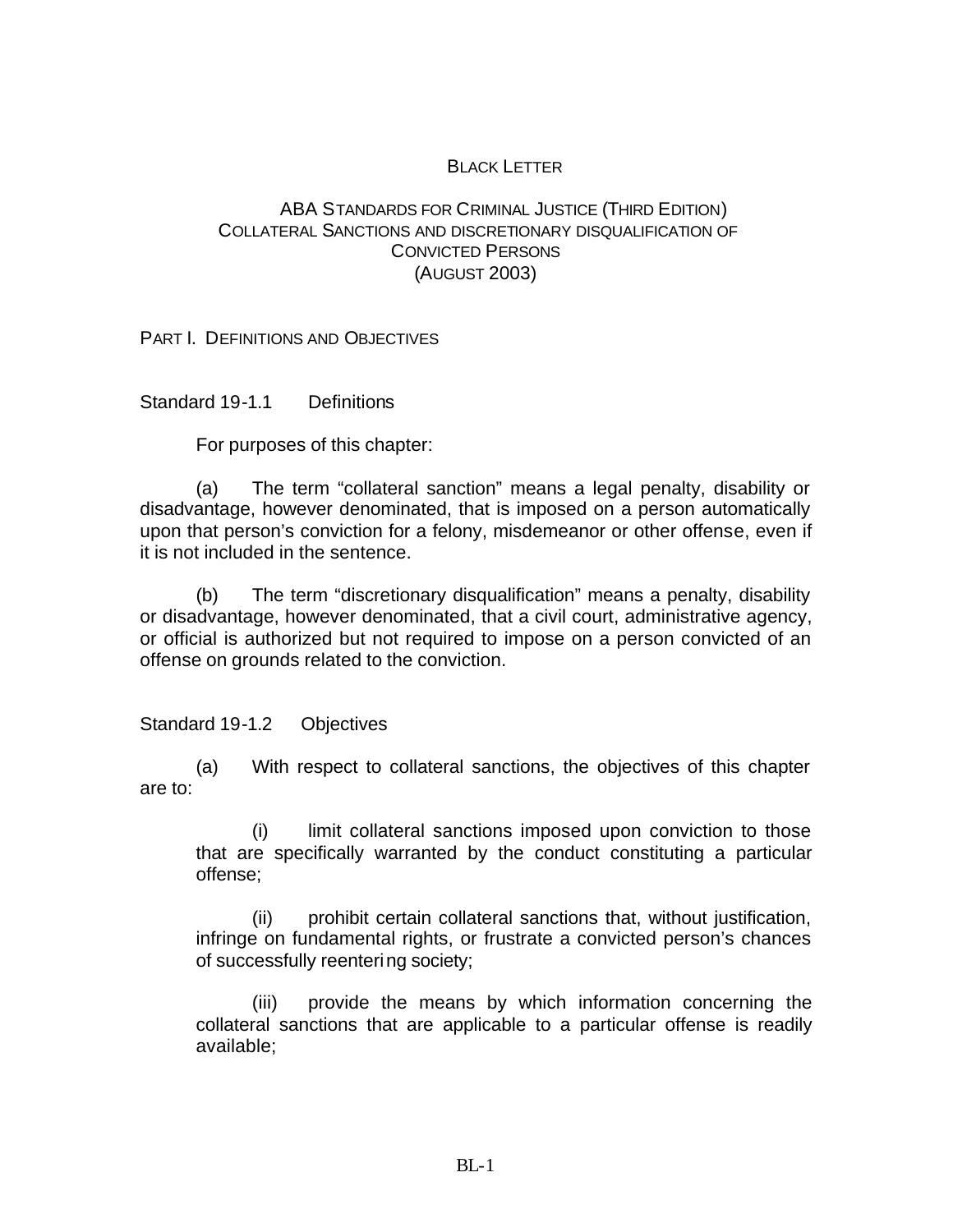BLACK LETTER

# ABA STANDARDS FOR CRIMINAL JUSTICE (THIRD EDITION) COLLATERAL SANCTIONS AND DISCRETIONARY DISQUALIFICATION OF CONVICTED PERSONS (AUGUST 2003)

## PART I. DEFINITIONS AND OBJECTIVES

### Standard 19-1.1 Definitions

For purposes of this chapter:

(a) The term "collateral sanction" means a legal penalty, disability or disadvantage, however denominated, that is imposed on a person automatically upon that person's conviction for a felony, misdemeanor or other offense, even if it is not included in the sentence.

(b) The term "discretionary disqualification" means a penalty, disability or disadvantage, however denominated, that a civil court, administrative agency, or official is authorized but not required to impose on a person convicted of an offense on grounds related to the conviction.

### Standard 19-1.2 Objectives

(a) With respect to collateral sanctions, the objectives of this chapter are to:

(i) limit collateral sanctions imposed upon conviction to those that are specifically warranted by the conduct constituting a particular offense;

(ii) prohibit certain collateral sanctions that, without justification, infringe on fundamental rights, or frustrate a convicted person's chances of successfully reentering society;

(iii) provide the means by which information concerning the collateral sanctions that are applicable to a particular offense is readily available;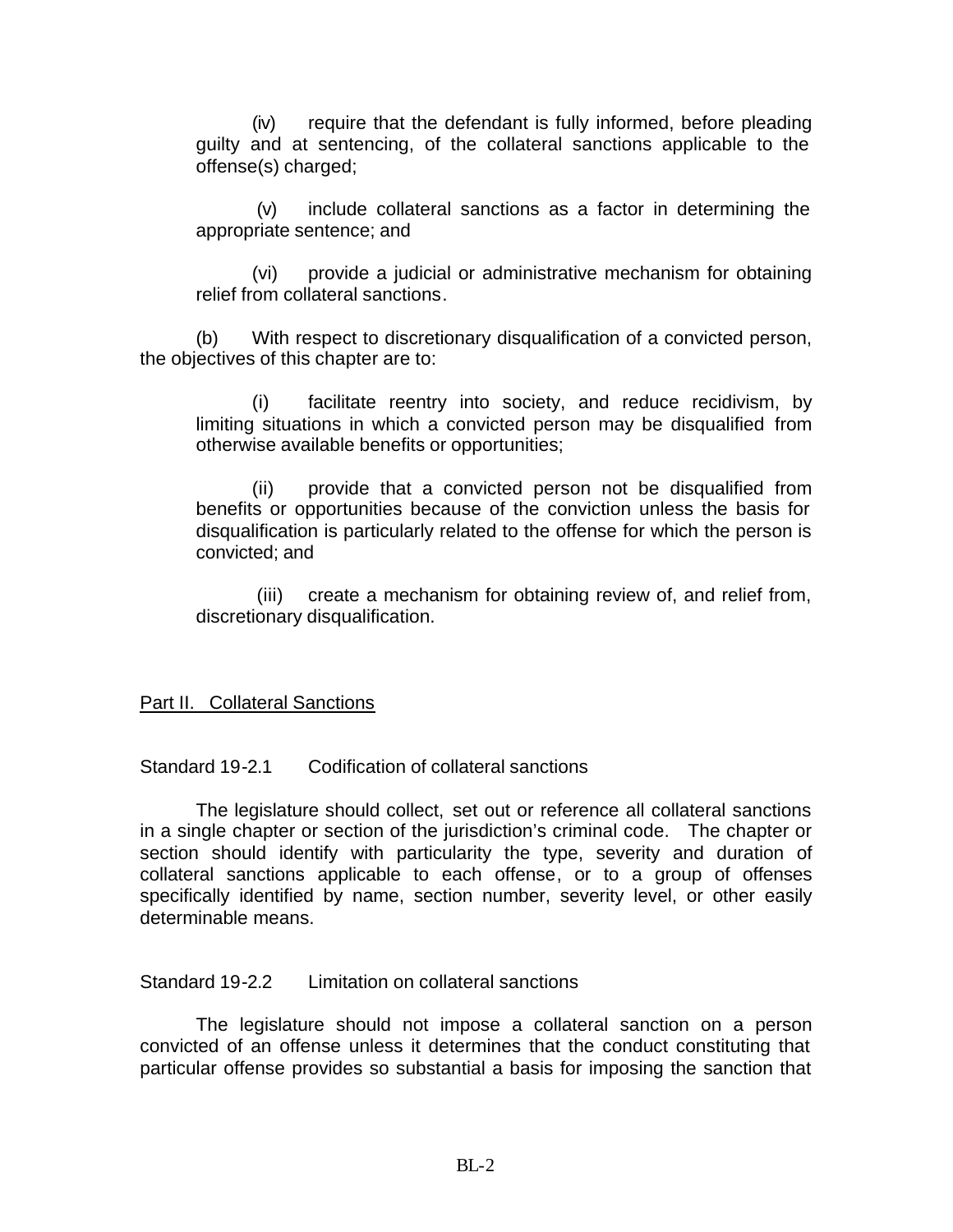(iv) require that the defendant is fully informed, before pleading guilty and at sentencing, of the collateral sanctions applicable to the offense(s) charged;

(v) include collateral sanctions as a factor in determining the appropriate sentence; and

(vi) provide a judicial or administrative mechanism for obtaining relief from collateral sanctions.

(b) With respect to discretionary disqualification of a convicted person, the objectives of this chapter are to:

(i) facilitate reentry into society, and reduce recidivism, by limiting situations in which a convicted person may be disqualified from otherwise available benefits or opportunities;

(ii) provide that a convicted person not be disqualified from benefits or opportunities because of the conviction unless the basis for disqualification is particularly related to the offense for which the person is convicted; and

(iii) create a mechanism for obtaining review of, and relief from, discretionary disqualification.

## Part II. Collateral Sanctions

### Standard 19-2.1 Codification of collateral sanctions

The legislature should collect, set out or reference all collateral sanctions in a single chapter or section of the jurisdiction's criminal code. The chapter or section should identify with particularity the type, severity and duration of collateral sanctions applicable to each offense, or to a group of offenses specifically identified by name, section number, severity level, or other easily determinable means.

### Standard 19-2.2 Limitation on collateral sanctions

The legislature should not impose a collateral sanction on a person convicted of an offense unless it determines that the conduct constituting that particular offense provides so substantial a basis for imposing the sanction that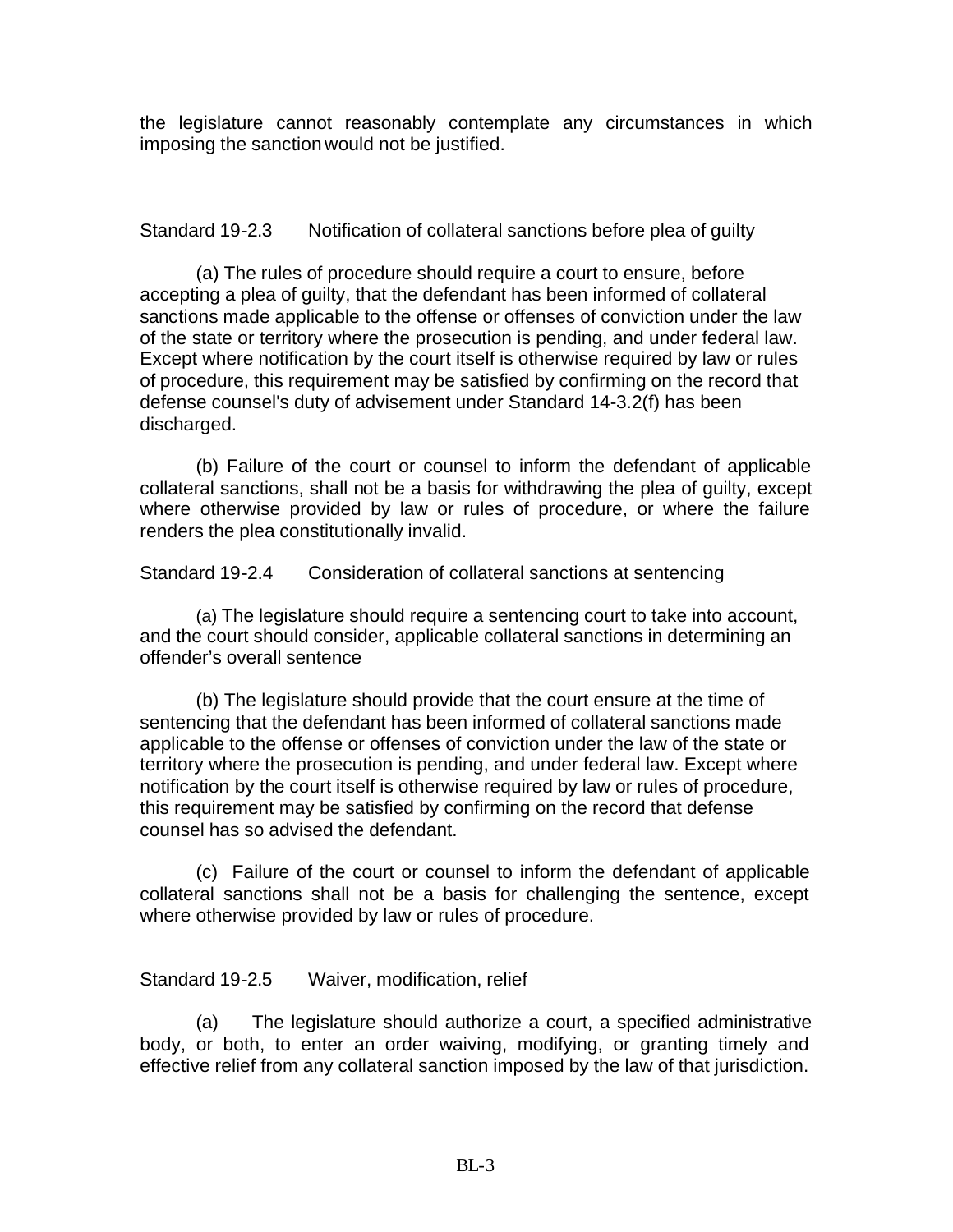the legislature cannot reasonably contemplate any circumstances in which imposing the sanction would not be justified.

Standard 19-2.3 Notification of collateral sanctions before plea of guilty

(a) The rules of procedure should require a court to ensure, before accepting a plea of guilty, that the defendant has been informed of collateral sanctions made applicable to the offense or offenses of conviction under the law of the state or territory where the prosecution is pending, and under federal law. Except where notification by the court itself is otherwise required by law or rules of procedure, this requirement may be satisfied by confirming on the record that defense counsel's duty of advisement under Standard 14-3.2(f) has been discharged.

(b) Failure of the court or counsel to inform the defendant of applicable collateral sanctions, shall not be a basis for withdrawing the plea of guilty, except where otherwise provided by law or rules of procedure, or where the failure renders the plea constitutionally invalid.

Standard 19-2.4 Consideration of collateral sanctions at sentencing

(a) The legislature should require a sentencing court to take into account, and the court should consider, applicable collateral sanctions in determining an offender's overall sentence

(b) The legislature should provide that the court ensure at the time of sentencing that the defendant has been informed of collateral sanctions made applicable to the offense or offenses of conviction under the law of the state or territory where the prosecution is pending, and under federal law. Except where notification by the court itself is otherwise required by law or rules of procedure, this requirement may be satisfied by confirming on the record that defense counsel has so advised the defendant.

(c) Failure of the court or counsel to inform the defendant of applicable collateral sanctions shall not be a basis for challenging the sentence, except where otherwise provided by law or rules of procedure.

Standard 19-2.5 Waiver, modification, relief

(a) The legislature should authorize a court, a specified administrative body, or both, to enter an order waiving, modifying, or granting timely and effective relief from any collateral sanction imposed by the law of that jurisdiction.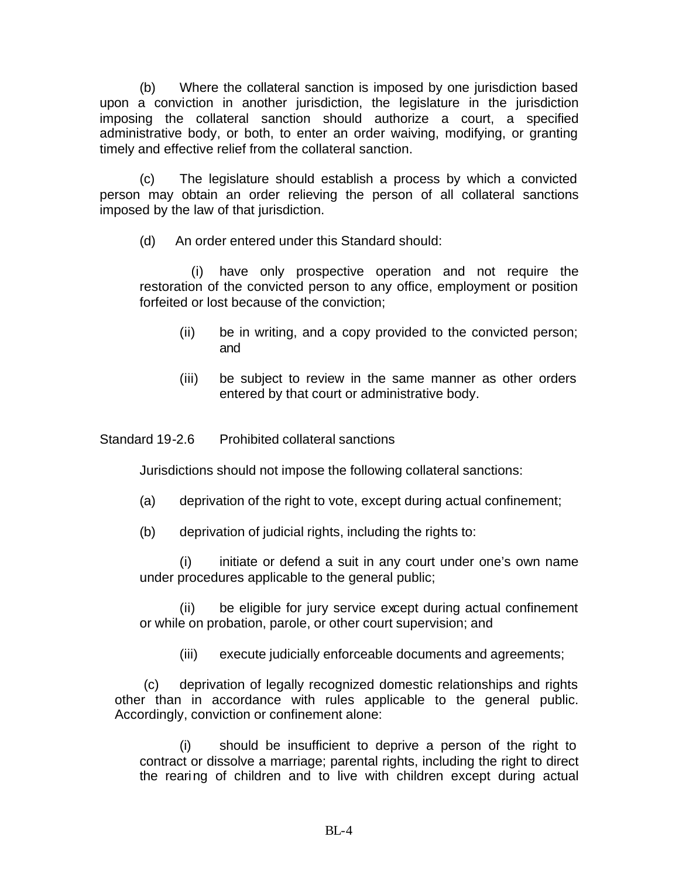(b) Where the collateral sanction is imposed by one jurisdiction based upon a conviction in another jurisdiction, the legislature in the jurisdiction imposing the collateral sanction should authorize a court, a specified administrative body, or both, to enter an order waiving, modifying, or granting timely and effective relief from the collateral sanction.

(c) The legislature should establish a process by which a convicted person may obtain an order relieving the person of all collateral sanctions imposed by the law of that jurisdiction.

(d) An order entered under this Standard should:

(i) have only prospective operation and not require the restoration of the convicted person to any office, employment or position forfeited or lost because of the conviction;

(ii) be in writing, and a copy provided to the convicted person; and

(iii) be subject to review in the same manner as other orders entered by that court or administrative body.

Standard 19-2.6 Prohibited collateral sanctions

Jurisdictions should not impose the following collateral sanctions:

(a) deprivation of the right to vote, except during actual confinement;

(b) deprivation of judicial rights, including the rights to:

(i) initiate or defend a suit in any court under one's own name under procedures applicable to the general public;

(ii) be eligible for jury service except during actual confinement or while on probation, parole, or other court supervision; and

(iii) execute judicially enforceable documents and agreements;

(c) deprivation of legally recognized domestic relationships and rights other than in accordance with rules applicable to the general public. Accordingly, conviction or confinement alone:

(i) should be insufficient to deprive a person of the right to contract or dissolve a marriage; parental rights, including the right to direct the rearing of children and to live with children except during actual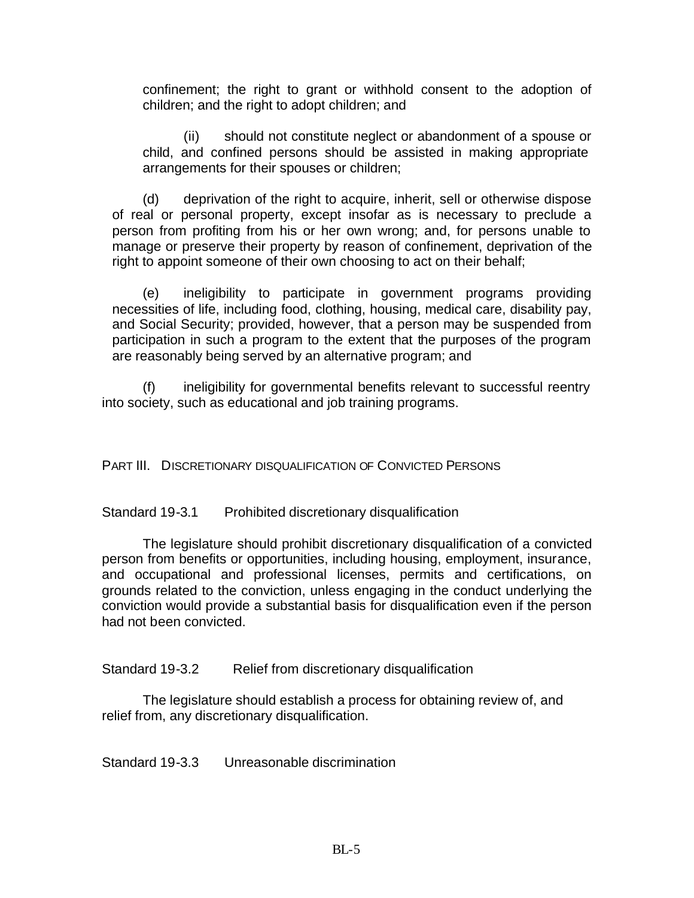confinement; the right to grant or withhold consent to the adoption of children; and the right to adopt children; and

(ii) should not constitute neglect or abandonment of a spouse or child, and confined persons should be assisted in making appropriate arrangements for their spouses or children;

(d) deprivation of the right to acquire, inherit, sell or otherwise dispose of real or personal property, except insofar as is necessary to preclude a person from profiting from his or her own wrong; and, for persons unable to manage or preserve their property by reason of confinement, deprivation of the right to appoint someone of their own choosing to act on their behalf;

(e) ineligibility to participate in government programs providing necessities of life, including food, clothing, housing, medical care, disability pay, and Social Security; provided, however, that a person may be suspended from participation in such a program to the extent that the purposes of the program are reasonably being served by an alternative program; and

(f) ineligibility for governmental benefits relevant to successful reentry into society, such as educational and job training programs.

## PART III. DISCRETIONARY DISQUALIFICATION OF CONVICTED PERSONS

### Standard 19-3.1 Prohibited discretionary disqualification

The legislature should prohibit discretionary disqualification of a convicted person from benefits or opportunities, including housing, employment, insurance, and occupational and professional licenses, permits and certifications, on grounds related to the conviction, unless engaging in the conduct underlying the conviction would provide a substantial basis for disqualification even if the person had not been convicted.

### Standard 19-3.2 Relief from discretionary disqualification

The legislature should establish a process for obtaining review of, and relief from, any discretionary disqualification.

### Standard 19-3.3 Unreasonable discrimination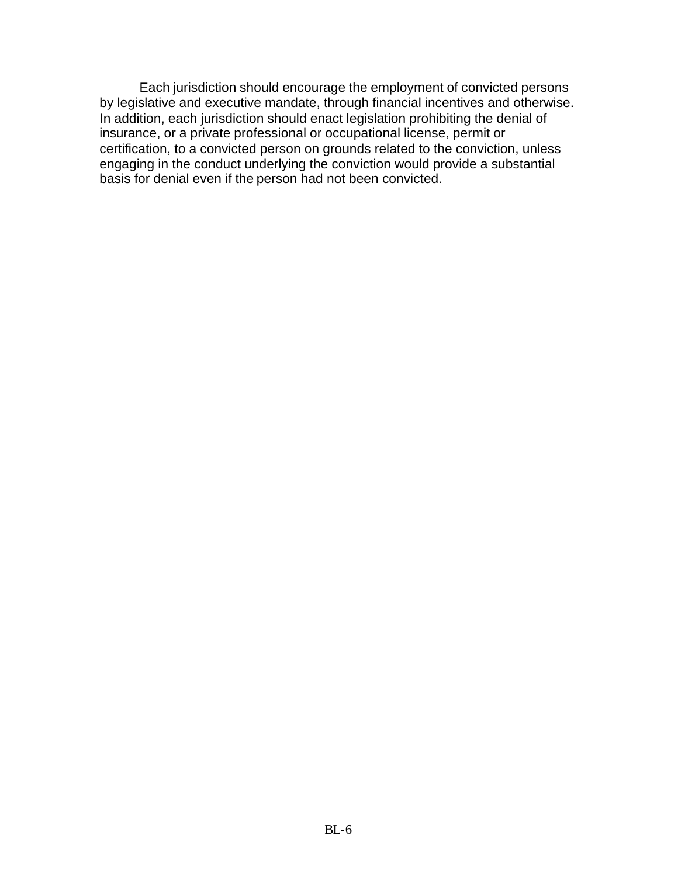Each jurisdiction should encourage the employment of convicted persons by legislative and executive mandate, through financial incentives and otherwise. In addition, each jurisdiction should enact legislation prohibiting the denial of insurance, or a private professional or occupational license, permit or certification, to a convicted person on grounds related to the conviction, unless engaging in the conduct underlying the conviction would provide a substantial basis for denial even if the person had not been convicted.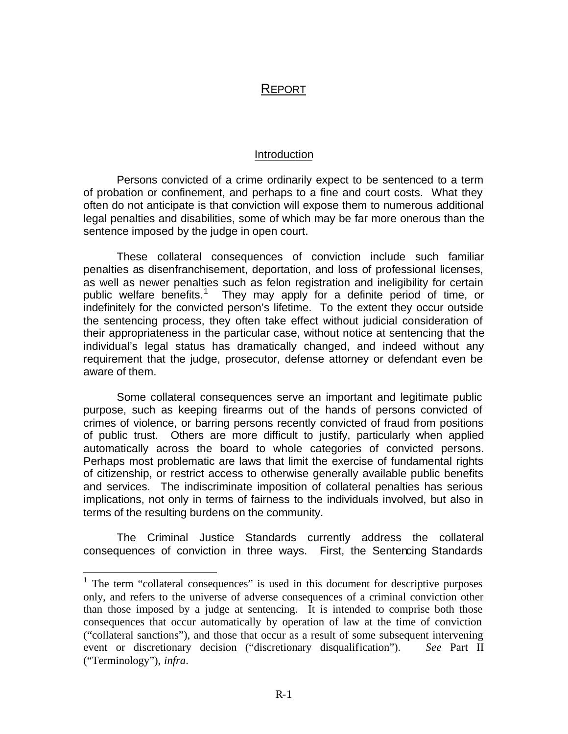# REPORT

## Introduction

Persons convicted of a crime ordinarily expect to be sentenced to a term of probation or confinement, and perhaps to a fine and court costs. What they often do not anticipate is that conviction will expose them to numerous additional legal penalties and disabilities, some of which may be far more onerous than the sentence imposed by the judge in open court.

These collateral consequences of conviction include such familiar penalties as disenfranchisement, deportation, and loss of professional licenses, as well as newer penalties such as felon registration and ineligibility for certain public welfare benefits.[1] They may apply for a definite period of time, or indefinitely for the convicted person's lifetime. To the extent they occur outside the sentencing process, they often take effect without judicial consideration of their appropriateness in the particular case, without notice at sentencing that the individual's legal status has dramatically changed, and indeed without any requirement that the judge, prosecutor, defense attorney or defendant even be aware of them.

Some collateral consequences serve an important and legitimate public purpose, such as keeping firearms out of the hands of persons convicted of crimes of violence, or barring persons recently convicted of fraud from positions of public trust. Others are more difficult to justify, particularly when applied automatically across the board to whole categories of convicted persons. Perhaps most problematic are laws that limit the exercise of fundamental rights of citizenship, or restrict access to otherwise generally available public benefits and services. The indiscriminate imposition of collateral penalties has serious implications, not only in terms of fairness to the individuals involved, but also in terms of the resulting burdens on the community.

The Criminal Justice Standards currently address the collateral consequences of conviction in three ways. First, the Sentencing Standards

---

[1] The term "collateral consequences" is used in this document for descriptive purposes only, and refers to the universe of adverse consequences of a criminal conviction other than those imposed by a judge at sentencing. It is intended to comprise both those consequences that occur automatically by operation of law at the time of conviction ("collateral sanctions"), and those that occur as a result of some subsequent intervening event or discretionary decision ("discretionary disqualification"). *See* Part II ("Terminology"), *infra*.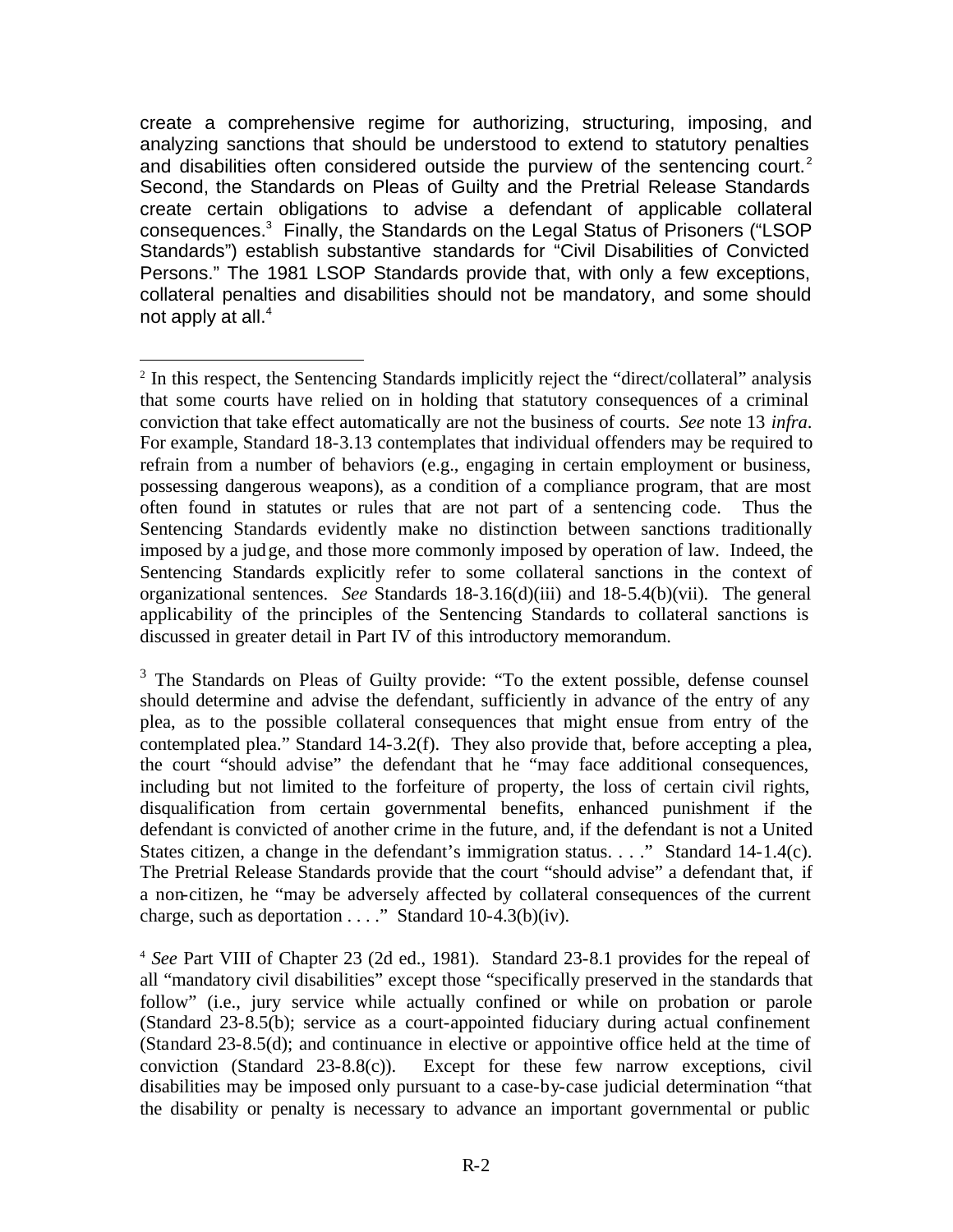create a comprehensive regime for authorizing, structuring, imposing, and analyzing sanctions that should be understood to extend to statutory penalties and disabilities often considered outside the purview of the sentencing court.[2] Second, the Standards on Pleas of Guilty and the Pretrial Release Standards create certain obligations to advise a defendant of applicable collateral consequences.[3] Finally, the Standards on the Legal Status of Prisoners ("LSOP Standards") establish substantive standards for "Civil Disabilities of Convicted Persons." The 1981 LSOP Standards provide that, with only a few exceptions, collateral penalties and disabilities should not be mandatory, and some should not apply at all.[4]

---

[2] In this respect, the Sentencing Standards implicitly reject the "direct/collateral" analysis that some courts have relied on in holding that statutory consequences of a criminal conviction that take effect automatically are not the business of courts. *See* note 13 *infra*. For example, Standard 18-3.13 contemplates that individual offenders may be required to refrain from a number of behaviors (e.g., engaging in certain employment or business, possessing dangerous weapons), as a condition of a compliance program, that are most often found in statutes or rules that are not part of a sentencing code. Thus the Sentencing Standards evidently make no distinction between sanctions traditionally imposed by a judge, and those more commonly imposed by operation of law. Indeed, the Sentencing Standards explicitly refer to some collateral sanctions in the context of organizational sentences. *See* Standards 18-3.16(d)(iii) and 18-5.4(b)(vii). The general applicability of the principles of the Sentencing Standards to collateral sanctions is discussed in greater detail in Part IV of this introductory memorandum.

[3] The Standards on Pleas of Guilty provide: "To the extent possible, defense counsel should determine and advise the defendant, sufficiently in advance of the entry of any plea, as to the possible collateral consequences that might ensue from entry of the contemplated plea." Standard 14-3.2(f). They also provide that, before accepting a plea, the court "should advise" the defendant that he "may face additional consequences, including but not limited to the forfeiture of property, the loss of certain civil rights, disqualification from certain governmental benefits, enhanced punishment if the defendant is convicted of another crime in the future, and, if the defendant is not a United States citizen, a change in the defendant's immigration status. . . ." Standard 14-1.4(c). The Pretrial Release Standards provide that the court "should advise" a defendant that, if a non-citizen, he "may be adversely affected by collateral consequences of the current charge, such as deportation . . . ." Standard 10-4.3(b)(iv).

[4] *See* Part VIII of Chapter 23 (2d ed., 1981). Standard 23-8.1 provides for the repeal of all "mandatory civil disabilities" except those "specifically preserved in the standards that follow" (i.e., jury service while actually confined or while on probation or parole (Standard 23-8.5(b); service as a court-appointed fiduciary during actual confinement (Standard 23-8.5(d); and continuance in elective or appointive office held at the time of conviction (Standard 23-8.8(c)). Except for these few narrow exceptions, civil disabilities may be imposed only pursuant to a case-by-case judicial determination "that the disability or penalty is necessary to advance an important governmental or public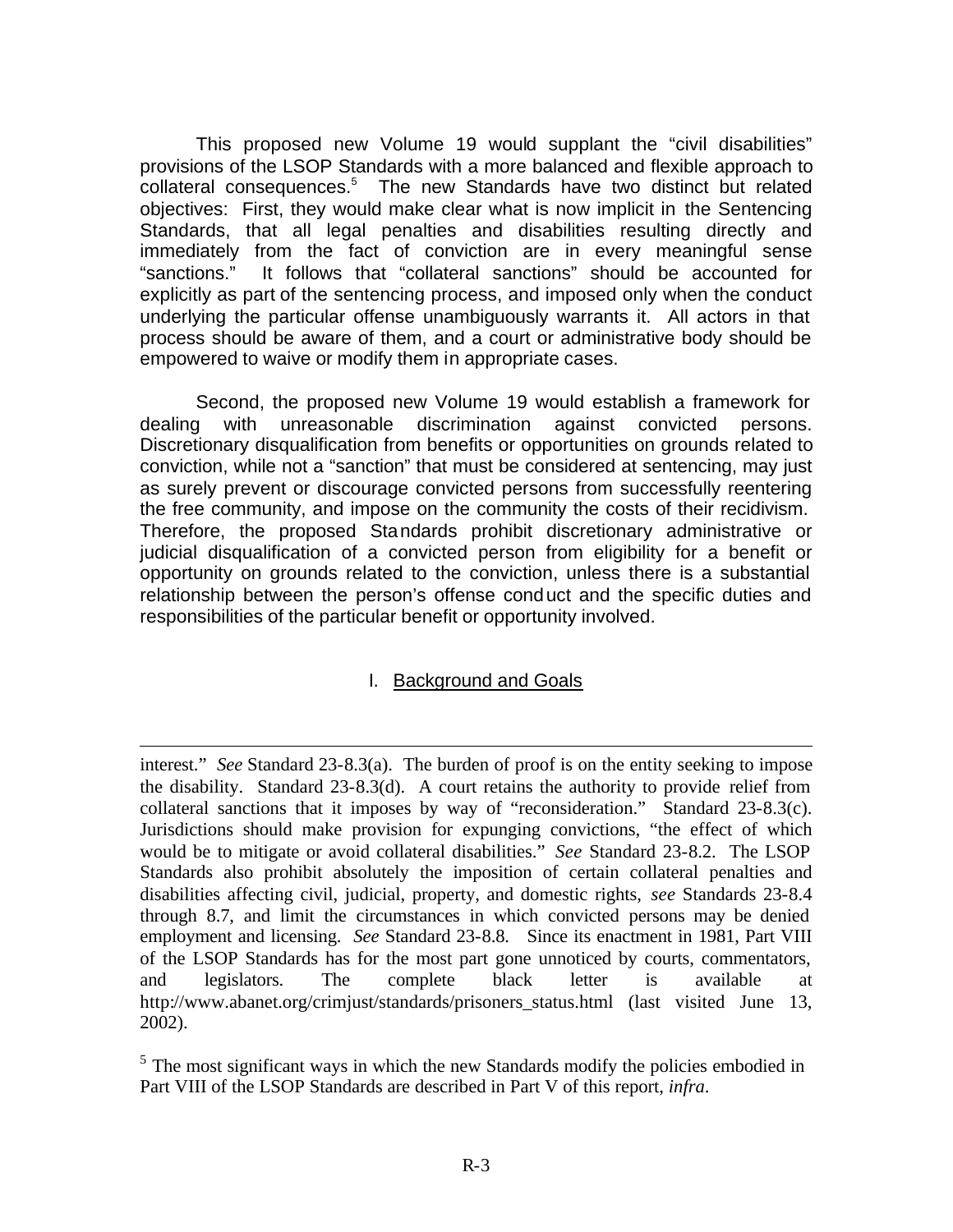This proposed new Volume 19 would supplant the "civil disabilities" provisions of the LSOP Standards with a more balanced and flexible approach to collateral consequences.[5] The new Standards have two distinct but related objectives: First, they would make clear what is now implicit in the Sentencing Standards, that all legal penalties and disabilities resulting directly and immediately from the fact of conviction are in every meaningful sense "sanctions." It follows that "collateral sanctions" should be accounted for explicitly as part of the sentencing process, and imposed only when the conduct underlying the particular offense unambiguously warrants it. All actors in that process should be aware of them, and a court or administrative body should be empowered to waive or modify them in appropriate cases.

Second, the proposed new Volume 19 would establish a framework for dealing with unreasonable discrimination against convicted persons. Discretionary disqualification from benefits or opportunities on grounds related to conviction, while not a "sanction" that must be considered at sentencing, may just as surely prevent or discourage convicted persons from successfully reentering the free community, and impose on the community the costs of their recidivism. Therefore, the proposed Standards prohibit discretionary administrative or judicial disqualification of a convicted person from eligibility for a benefit or opportunity on grounds related to the conviction, unless there is a substantial relationship between the person's offense conduct and the specific duties and responsibilities of the particular benefit or opportunity involved.

## I. Background and Goals

---

interest." *See* Standard 23-8.3(a). The burden of proof is on the entity seeking to impose the disability. Standard 23-8.3(d). A court retains the authority to provide relief from collateral sanctions that it imposes by way of "reconsideration." Standard 23-8.3(c). Jurisdictions should make provision for expunging convictions, "the effect of which would be to mitigate or avoid collateral disabilities." *See* Standard 23-8.2. The LSOP Standards also prohibit absolutely the imposition of certain collateral penalties and disabilities affecting civil, judicial, property, and domestic rights, *see* Standards 23-8.4 through 8.7, and limit the circumstances in which convicted persons may be denied employment and licensing. *See* Standard 23-8.8. Since its enactment in 1981, Part VIII of the LSOP Standards has for the most part gone unnoticed by courts, commentators, and legislators. The complete black letter is available at http://www.abanet.org/crimjust/standards/prisoners_status.html (last visited June 13, 2002).

[5] The most significant ways in which the new Standards modify the policies embodied in Part VIII of the LSOP Standards are described in Part V of this report, *infra*.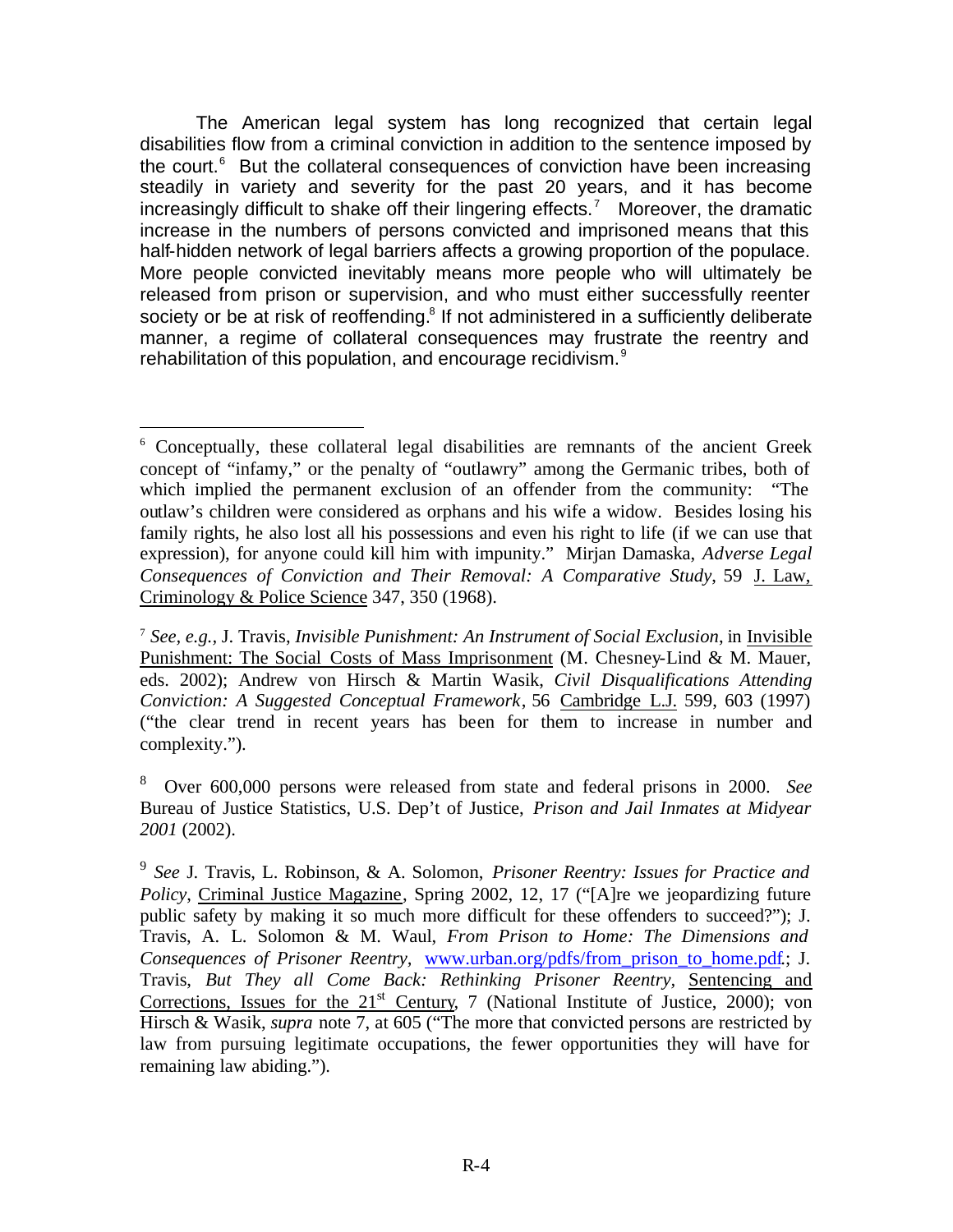The American legal system has long recognized that certain legal disabilities flow from a criminal conviction in addition to the sentence imposed by the court.[6] But the collateral consequences of conviction have been increasing steadily in variety and severity for the past 20 years, and it has become increasingly difficult to shake off their lingering effects.[7] Moreover, the dramatic increase in the numbers of persons convicted and imprisoned means that this half-hidden network of legal barriers affects a growing proportion of the populace. More people convicted inevitably means more people who will ultimately be released from prison or supervision, and who must either successfully reenter society or be at risk of reoffending.[8] If not administered in a sufficiently deliberate manner, a regime of collateral consequences may frustrate the reentry and rehabilitation of this population, and encourage recidivism.[9]

---

[6] Conceptually, these collateral legal disabilities are remnants of the ancient Greek concept of "infamy," or the penalty of "outlawry" among the Germanic tribes, both of which implied the permanent exclusion of an offender from the community: "The outlaw's children were considered as orphans and his wife a widow. Besides losing his family rights, he also lost all his possessions and even his right to life (if we can use that expression), for anyone could kill him with impunity." Mirjan Damaska, *Adverse Legal Consequences of Conviction and Their Removal: A Comparative Study*, 59 J. Law, Criminology & Police Science 347, 350 (1968).

[7] *See, e.g.*, J. Travis, *Invisible Punishment: An Instrument of Social Exclusion*, in Invisible Punishment: The Social Costs of Mass Imprisonment (M. Chesney-Lind & M. Mauer, eds. 2002); Andrew von Hirsch & Martin Wasik, *Civil Disqualifications Attending Conviction: A Suggested Conceptual Framework*, 56 Cambridge L.J. 599, 603 (1997) ("the clear trend in recent years has been for them to increase in number and complexity.").

[8] Over 600,000 persons were released from state and federal prisons in 2000. *See* Bureau of Justice Statistics, U.S. Dep't of Justice, *Prison and Jail Inmates at Midyear 2001* (2002).

[9] *See* J. Travis, L. Robinson, & A. Solomon, *Prisoner Reentry: Issues for Practice and Policy*, Criminal Justice Magazine, Spring 2002, 12, 17 ("[A]re we jeopardizing future public safety by making it so much more difficult for these offenders to succeed?"); J. Travis, A. L. Solomon & M. Waul, *From Prison to Home: The Dimensions and Consequences of Prisoner Reentry*, www.urban.org/pdfs/from_prison_to_home.pdf.; J. Travis, *But They all Come Back: Rethinking Prisoner Reentry*, Sentencing and Corrections, Issues for the 21st Century, 7 (National Institute of Justice, 2000); von Hirsch & Wasik, *supra* note 7, at 605 ("The more that convicted persons are restricted by law from pursuing legitimate occupations, the fewer opportunities they will have for remaining law abiding.").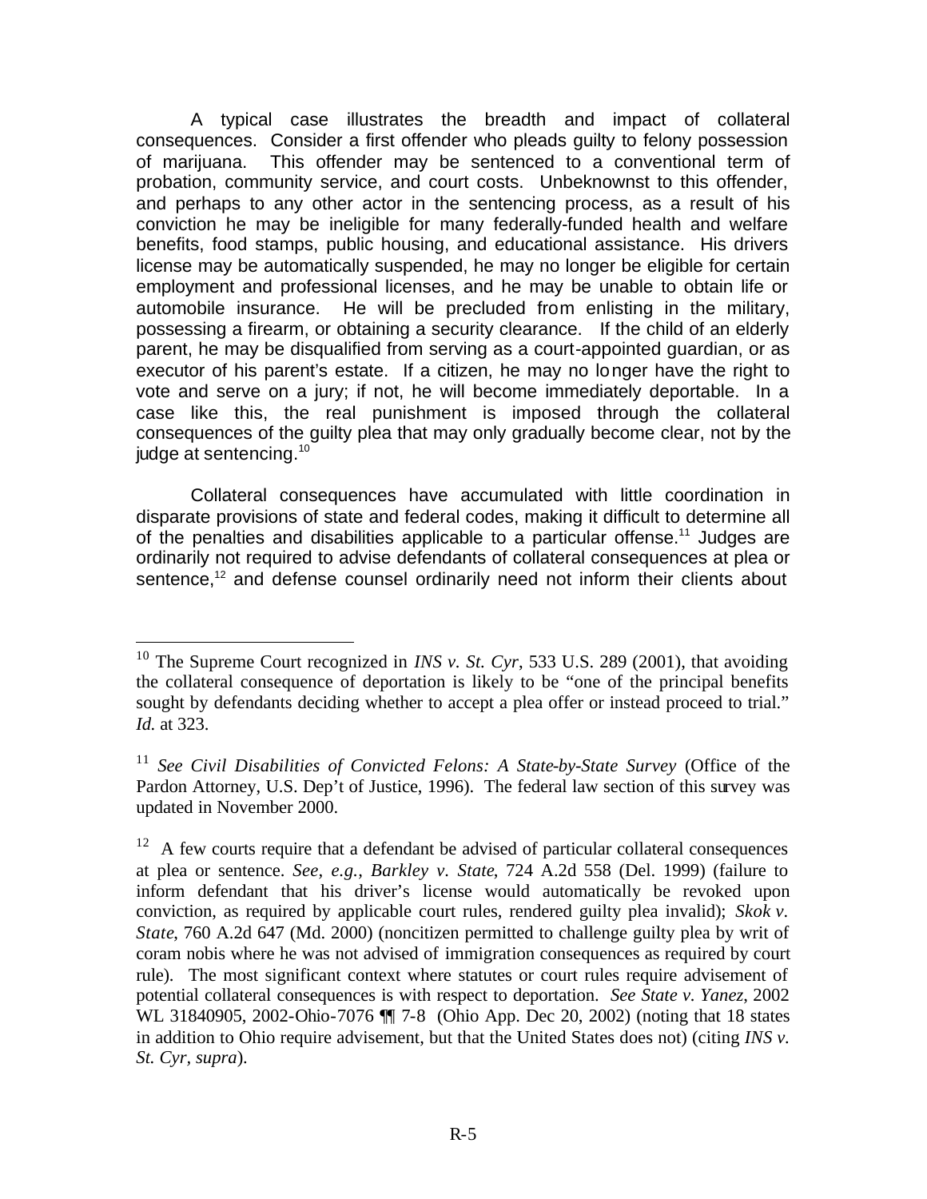A typical case illustrates the breadth and impact of collateral consequences. Consider a first offender who pleads guilty to felony possession of marijuana. This offender may be sentenced to a conventional term of probation, community service, and court costs. Unbeknownst to this offender, and perhaps to any other actor in the sentencing process, as a result of his conviction he may be ineligible for many federally-funded health and welfare benefits, food stamps, public housing, and educational assistance. His drivers license may be automatically suspended, he may no longer be eligible for certain employment and professional licenses, and he may be unable to obtain life or automobile insurance. He will be precluded from enlisting in the military, possessing a firearm, or obtaining a security clearance. If the child of an elderly parent, he may be disqualified from serving as a court-appointed guardian, or as executor of his parent's estate. If a citizen, he may no longer have the right to vote and serve on a jury; if not, he will become immediately deportable. In a case like this, the real punishment is imposed through the collateral consequences of the guilty plea that may only gradually become clear, not by the judge at sentencing.[10]

Collateral consequences have accumulated with little coordination in disparate provisions of state and federal codes, making it difficult to determine all of the penalties and disabilities applicable to a particular offense.[11] Judges are ordinarily not required to advise defendants of collateral consequences at plea or sentence,[12] and defense counsel ordinarily need not inform their clients about

---

[10] The Supreme Court recognized in *INS v. St. Cyr*, 533 U.S. 289 (2001), that avoiding the collateral consequence of deportation is likely to be "one of the principal benefits sought by defendants deciding whether to accept a plea offer or instead proceed to trial." *Id.* at 323.

[11] *See Civil Disabilities of Convicted Felons: A State-by-State Survey* (Office of the Pardon Attorney, U.S. Dep't of Justice, 1996). The federal law section of this survey was updated in November 2000.

[12] A few courts require that a defendant be advised of particular collateral consequences at plea or sentence. *See, e.g., Barkley v. State*, 724 A.2d 558 (Del. 1999) (failure to inform defendant that his driver's license would automatically be revoked upon conviction, as required by applicable court rules, rendered guilty plea invalid); *Skok v. State*, 760 A.2d 647 (Md. 2000) (noncitizen permitted to challenge guilty plea by writ of coram nobis where he was not advised of immigration consequences as required by court rule). The most significant context where statutes or court rules require advisement of potential collateral consequences is with respect to deportation. *See State v. Yanez*, 2002 WL 31840905, 2002-Ohio-7076 ¶¶ 7-8 (Ohio App. Dec 20, 2002) (noting that 18 states in addition to Ohio require advisement, but that the United States does not) (citing *INS v. St. Cyr, supra*).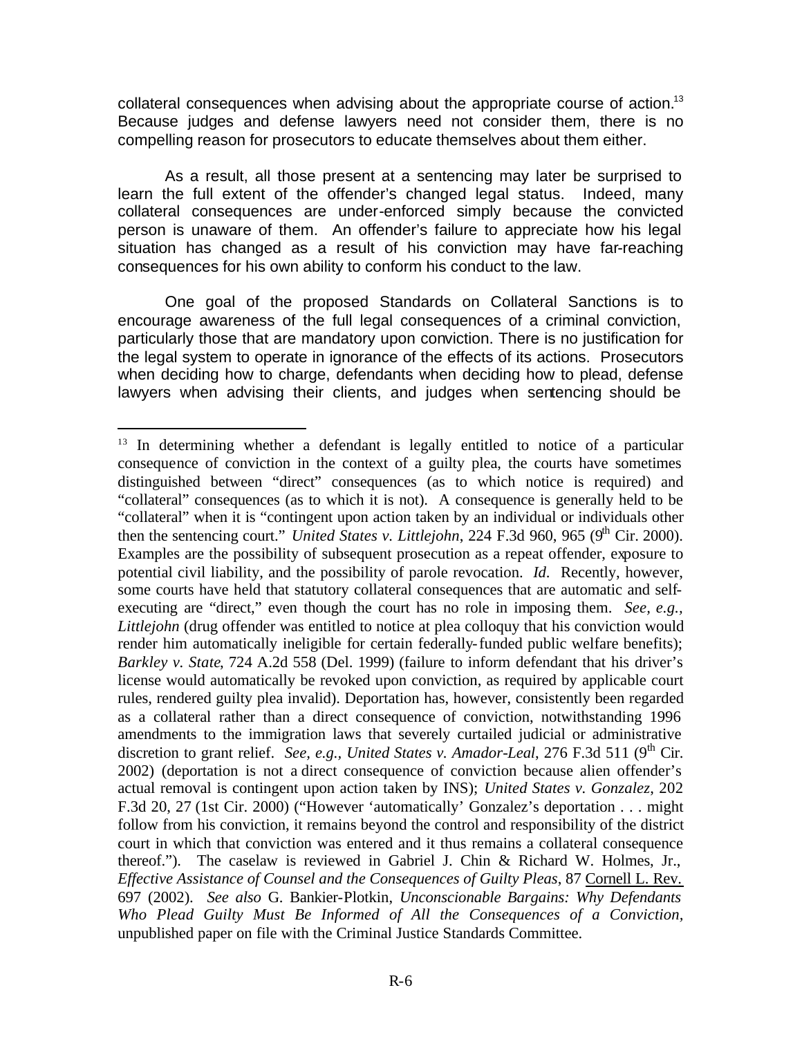collateral consequences when advising about the appropriate course of action.[13] Because judges and defense lawyers need not consider them, there is no compelling reason for prosecutors to educate themselves about them either.

As a result, all those present at a sentencing may later be surprised to learn the full extent of the offender's changed legal status. Indeed, many collateral consequences are under-enforced simply because the convicted person is unaware of them. An offender's failure to appreciate how his legal situation has changed as a result of his conviction may have far-reaching consequences for his own ability to conform his conduct to the law.

One goal of the proposed Standards on Collateral Sanctions is to encourage awareness of the full legal consequences of a criminal conviction, particularly those that are mandatory upon conviction. There is no justification for the legal system to operate in ignorance of the effects of its actions. Prosecutors when deciding how to charge, defendants when deciding how to plead, defense lawyers when advising their clients, and judges when sentencing should be

---

[13] In determining whether a defendant is legally entitled to notice of a particular consequence of conviction in the context of a guilty plea, the courts have sometimes distinguished between "direct" consequences (as to which notice is required) and "collateral" consequences (as to which it is not). A consequence is generally held to be "collateral" when it is "contingent upon action taken by an individual or individuals other then the sentencing court." *United States v. Littlejohn*, 224 F.3d 960, 965 (9th Cir. 2000). Examples are the possibility of subsequent prosecution as a repeat offender, exposure to potential civil liability, and the possibility of parole revocation. *Id.* Recently, however, some courts have held that statutory collateral consequences that are automatic and self-executing are "direct," even though the court has no role in imposing them. *See, e.g., Littlejohn* (drug offender was entitled to notice at plea colloquy that his conviction would render him automatically ineligible for certain federally-funded public welfare benefits); *Barkley v. State*, 724 A.2d 558 (Del. 1999) (failure to inform defendant that his driver's license would automatically be revoked upon conviction, as required by applicable court rules, rendered guilty plea invalid). Deportation has, however, consistently been regarded as a collateral rather than a direct consequence of conviction, notwithstanding 1996 amendments to the immigration laws that severely curtailed judicial or administrative discretion to grant relief. *See, e.g., United States v. Amador-Leal*, 276 F.3d 511 (9th Cir. 2002) (deportation is not a direct consequence of conviction because alien offender's actual removal is contingent upon action taken by INS); *United States v. Gonzalez*, 202 F.3d 20, 27 (1st Cir. 2000) ("However 'automatically' Gonzalez's deportation . . . might follow from his conviction, it remains beyond the control and responsibility of the district court in which that conviction was entered and it thus remains a collateral consequence thereof."). The caselaw is reviewed in Gabriel J. Chin & Richard W. Holmes, Jr., *Effective Assistance of Counsel and the Consequences of Guilty Pleas*, 87 Cornell L. Rev. 697 (2002). *See also* G. Bankier-Plotkin, *Unconscionable Bargains: Why Defendants Who Plead Guilty Must Be Informed of All the Consequences of a Conviction,* unpublished paper on file with the Criminal Justice Standards Committee.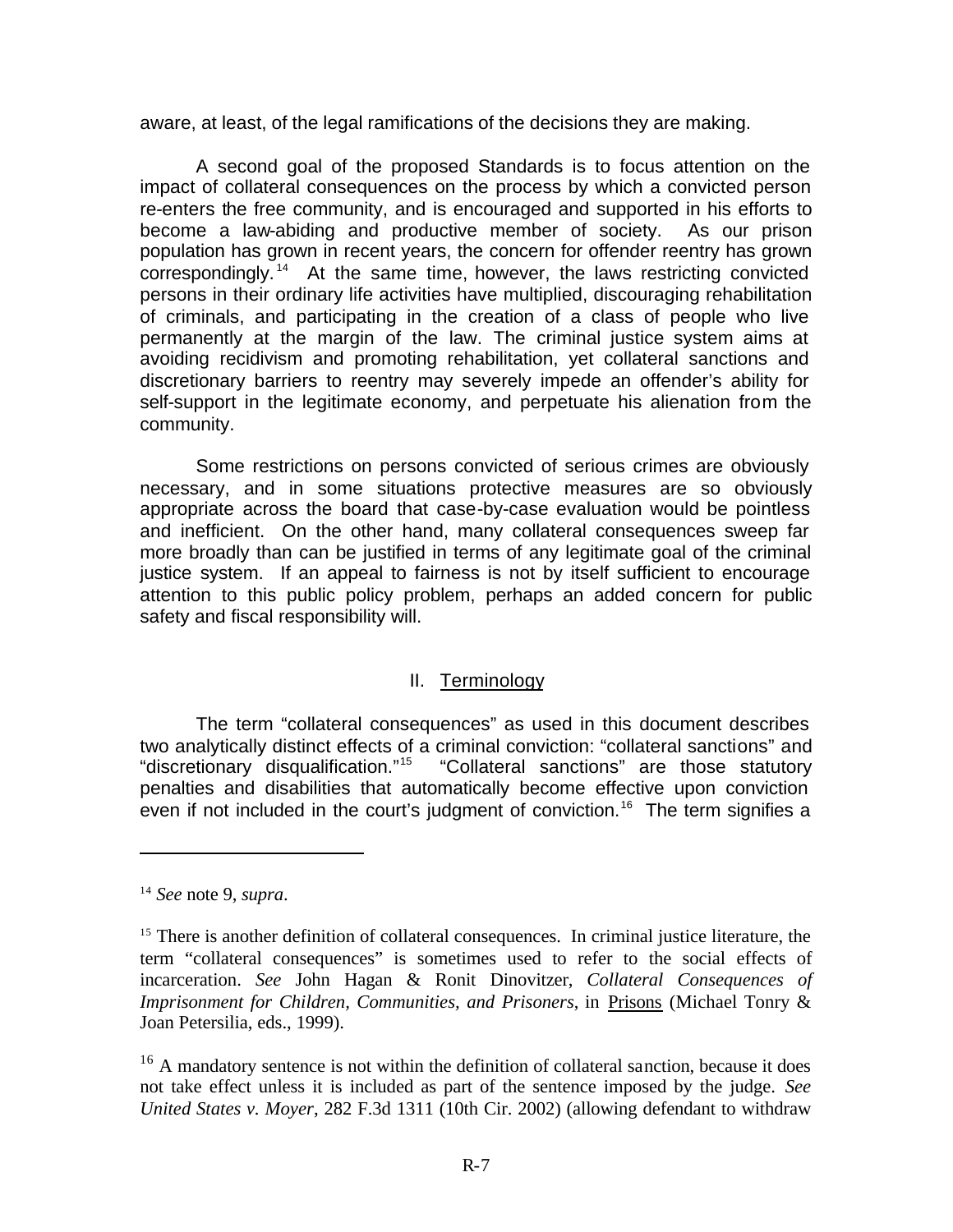aware, at least, of the legal ramifications of the decisions they are making.

A second goal of the proposed Standards is to focus attention on the impact of collateral consequences on the process by which a convicted person re-enters the free community, and is encouraged and supported in his efforts to become a law-abiding and productive member of society. As our prison population has grown in recent years, the concern for offender reentry has grown correspondingly.[14] At the same time, however, the laws restricting convicted persons in their ordinary life activities have multiplied, discouraging rehabilitation of criminals, and participating in the creation of a class of people who live permanently at the margin of the law. The criminal justice system aims at avoiding recidivism and promoting rehabilitation, yet collateral sanctions and discretionary barriers to reentry may severely impede an offender's ability for self-support in the legitimate economy, and perpetuate his alienation from the community.

Some restrictions on persons convicted of serious crimes are obviously necessary, and in some situations protective measures are so obviously appropriate across the board that case-by-case evaluation would be pointless and inefficient. On the other hand, many collateral consequences sweep far more broadly than can be justified in terms of any legitimate goal of the criminal justice system. If an appeal to fairness is not by itself sufficient to encourage attention to this public policy problem, perhaps an added concern for public safety and fiscal responsibility will.

## II. Terminology

The term "collateral consequences" as used in this document describes two analytically distinct effects of a criminal conviction: "collateral sanctions" and "discretionary disqualification."[15] "Collateral sanctions" are those statutory penalties and disabilities that automatically become effective upon conviction even if not included in the court's judgment of conviction.[16] The term signifies a

---

[14] *See* note 9, *supra*.

[15] There is another definition of collateral consequences. In criminal justice literature, the term "collateral consequences" is sometimes used to refer to the social effects of incarceration. *See* John Hagan & Ronit Dinovitzer, *Collateral Consequences of Imprisonment for Children, Communities, and Prisoners*, in Prisons (Michael Tonry & Joan Petersilia, eds., 1999).

[16] A mandatory sentence is not within the definition of collateral sanction, because it does not take effect unless it is included as part of the sentence imposed by the judge. *See United States v. Moyer*, 282 F.3d 1311 (10th Cir. 2002) (allowing defendant to withdraw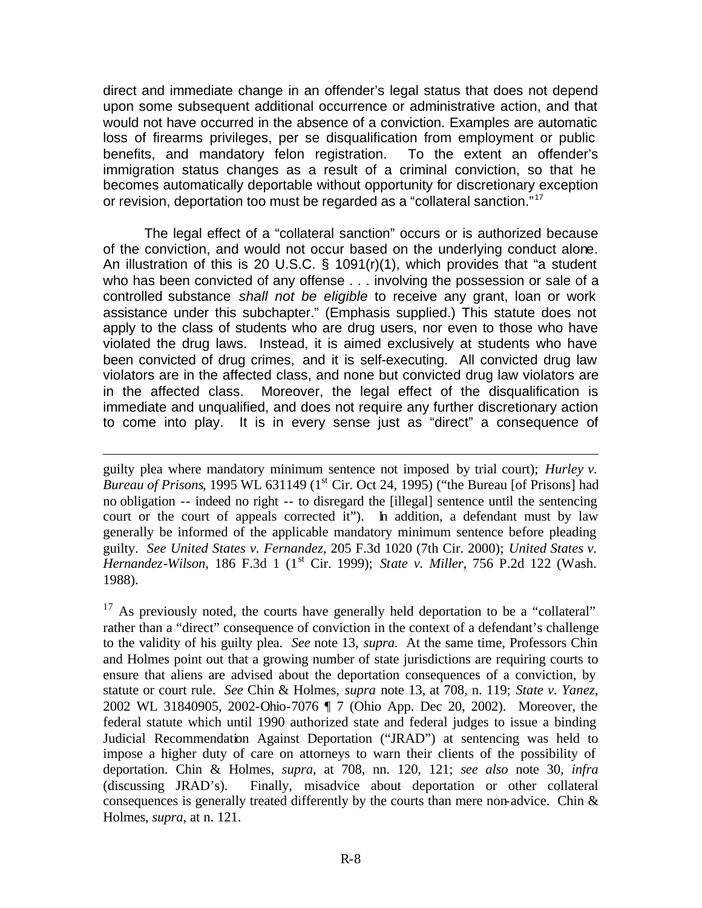direct and immediate change in an offender's legal status that does not depend upon some subsequent additional occurrence or administrative action, and that would not have occurred in the absence of a conviction. Examples are automatic loss of firearms privileges, per se disqualification from employment or public benefits, and mandatory felon registration. To the extent an offender's immigration status changes as a result of a criminal conviction, so that he becomes automatically deportable without opportunity for discretionary exception or revision, deportation too must be regarded as a "collateral sanction."[17]

The legal effect of a "collateral sanction" occurs or is authorized because of the conviction, and would not occur based on the underlying conduct alone. An illustration of this is 20 U.S.C. § 1091(r)(1), which provides that "a student who has been convicted of any offense . . . involving the possession or sale of a controlled substance *shall not be eligible* to receive any grant, loan or work assistance under this subchapter." (Emphasis supplied.) This statute does not apply to the class of students who are drug users, nor even to those who have violated the drug laws. Instead, it is aimed exclusively at students who have been convicted of drug crimes, and it is self-executing. All convicted drug law violators are in the affected class, and none but convicted drug law violators are in the affected class. Moreover, the legal effect of the disqualification is immediate and unqualified, and does not require any further discretionary action to come into play. It is in every sense just as "direct" a consequence of

---

guilty plea where mandatory minimum sentence not imposed by trial court); *Hurley v. Bureau of Prisons*, 1995 WL 631149 (1st Cir. Oct 24, 1995) ("the Bureau [of Prisons] had no obligation -- indeed no right -- to disregard the [illegal] sentence until the sentencing court or the court of appeals corrected it"). In addition, a defendant must by law generally be informed of the applicable mandatory minimum sentence before pleading guilty. *See United States v. Fernandez*, 205 F.3d 1020 (7th Cir. 2000); *United States v. Hernandez-Wilson*, 186 F.3d 1 (1st Cir. 1999); *State v. Miller*, 756 P.2d 122 (Wash. 1988).

[17] As previously noted, the courts have generally held deportation to be a "collateral" rather than a "direct" consequence of conviction in the context of a defendant's challenge to the validity of his guilty plea. *See* note 13, *supra*. At the same time, Professors Chin and Holmes point out that a growing number of state jurisdictions are requiring courts to ensure that aliens are advised about the deportation consequences of a conviction, by statute or court rule. *See* Chin & Holmes, *supra* note 13, at 708, n. 119; *State v. Yanez*, 2002 WL 31840905, 2002-Ohio-7076 ¶ 7 (Ohio App. Dec 20, 2002). Moreover, the federal statute which until 1990 authorized state and federal judges to issue a binding Judicial Recommendation Against Deportation ("JRAD") at sentencing was held to impose a higher duty of care on attorneys to warn their clients of the possibility of deportation. Chin & Holmes, *supra*, at 708, nn. 120, 121; *see also* note 30, *infra* (discussing JRAD's). Finally, misadvice about deportation or other collateral consequences is generally treated differently by the courts than mere non-advice. Chin & Holmes, *supra*, at n. 121.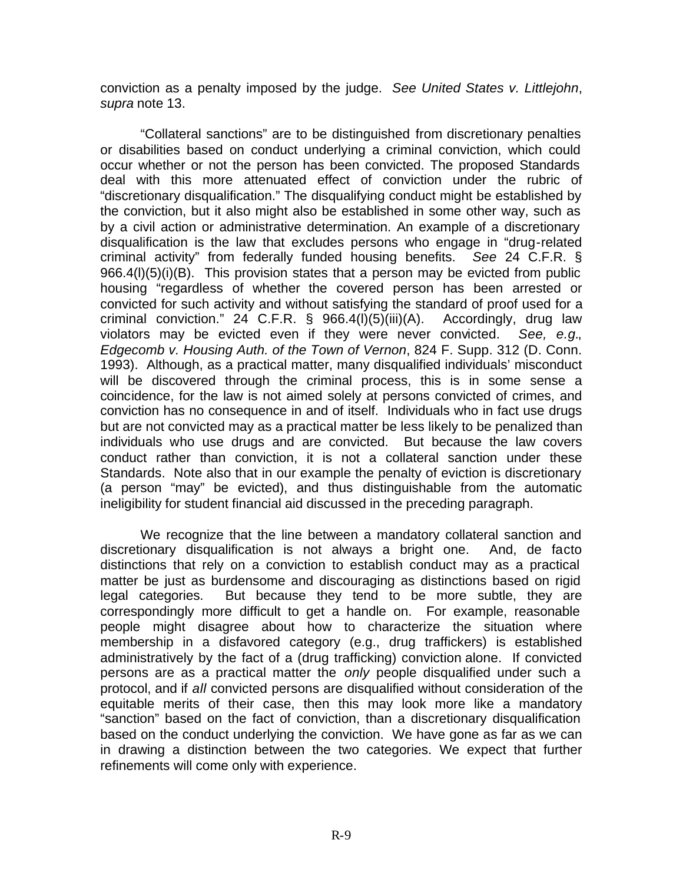conviction as a penalty imposed by the judge. *See United States v. Littlejohn*, *supra* note 13.

"Collateral sanctions" are to be distinguished from discretionary penalties or disabilities based on conduct underlying a criminal conviction, which could occur whether or not the person has been convicted. The proposed Standards deal with this more attenuated effect of conviction under the rubric of "discretionary disqualification." The disqualifying conduct might be established by the conviction, but it also might also be established in some other way, such as by a civil action or administrative determination. An example of a discretionary disqualification is the law that excludes persons who engage in "drug-related criminal activity" from federally funded housing benefits. *See* 24 C.F.R. § 966.4(l)(5)(i)(B). This provision states that a person may be evicted from public housing "regardless of whether the covered person has been arrested or convicted for such activity and without satisfying the standard of proof used for a criminal conviction." 24 C.F.R. § 966.4(l)(5)(iii)(A). Accordingly, drug law violators may be evicted even if they were never convicted. *See, e.g.*, *Edgecomb v. Housing Auth. of the Town of Vernon*, 824 F. Supp. 312 (D. Conn. 1993). Although, as a practical matter, many disqualified individuals' misconduct will be discovered through the criminal process, this is in some sense a coincidence, for the law is not aimed solely at persons convicted of crimes, and conviction has no consequence in and of itself. Individuals who in fact use drugs but are not convicted may as a practical matter be less likely to be penalized than individuals who use drugs and are convicted. But because the law covers conduct rather than conviction, it is not a collateral sanction under these Standards. Note also that in our example the penalty of eviction is discretionary (a person "may" be evicted), and thus distinguishable from the automatic ineligibility for student financial aid discussed in the preceding paragraph.

We recognize that the line between a mandatory collateral sanction and discretionary disqualification is not always a bright one. And, de facto distinctions that rely on a conviction to establish conduct may as a practical matter be just as burdensome and discouraging as distinctions based on rigid legal categories. But because they tend to be more subtle, they are correspondingly more difficult to get a handle on. For example, reasonable people might disagree about how to characterize the situation where membership in a disfavored category (e.g., drug traffickers) is established administratively by the fact of a (drug trafficking) conviction alone. If convicted persons are as a practical matter the *only* people disqualified under such a protocol, and if *all* convicted persons are disqualified without consideration of the equitable merits of their case, then this may look more like a mandatory "sanction" based on the fact of conviction, than a discretionary disqualification based on the conduct underlying the conviction. We have gone as far as we can in drawing a distinction between the two categories. We expect that further refinements will come only with experience.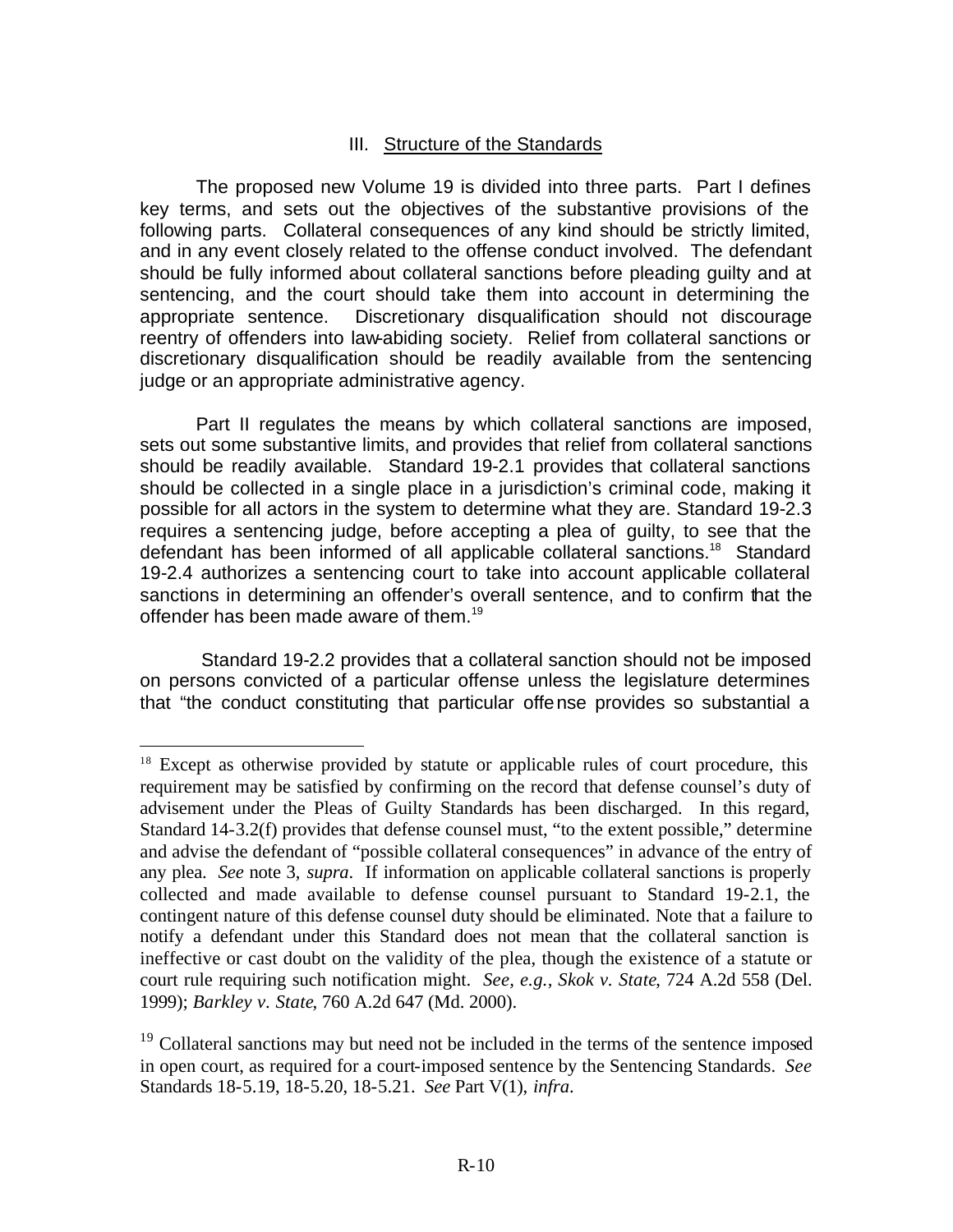## III. Structure of the Standards

The proposed new Volume 19 is divided into three parts. Part I defines key terms, and sets out the objectives of the substantive provisions of the following parts. Collateral consequences of any kind should be strictly limited, and in any event closely related to the offense conduct involved. The defendant should be fully informed about collateral sanctions before pleading guilty and at sentencing, and the court should take them into account in determining the appropriate sentence. Discretionary disqualification should not discourage reentry of offenders into law-abiding society. Relief from collateral sanctions or discretionary disqualification should be readily available from the sentencing judge or an appropriate administrative agency.

Part II regulates the means by which collateral sanctions are imposed, sets out some substantive limits, and provides that relief from collateral sanctions should be readily available. Standard 19-2.1 provides that collateral sanctions should be collected in a single place in a jurisdiction's criminal code, making it possible for all actors in the system to determine what they are. Standard 19-2.3 requires a sentencing judge, before accepting a plea of guilty, to see that the defendant has been informed of all applicable collateral sanctions.[18] Standard 19-2.4 authorizes a sentencing court to take into account applicable collateral sanctions in determining an offender's overall sentence, and to confirm that the offender has been made aware of them.[19]

Standard 19-2.2 provides that a collateral sanction should not be imposed on persons convicted of a particular offense unless the legislature determines that "the conduct constituting that particular offense provides so substantial a

---

[18] Except as otherwise provided by statute or applicable rules of court procedure, this requirement may be satisfied by confirming on the record that defense counsel's duty of advisement under the Pleas of Guilty Standards has been discharged. In this regard, Standard 14-3.2(f) provides that defense counsel must, "to the extent possible," determine and advise the defendant of "possible collateral consequences" in advance of the entry of any plea. *See* note 3, *supra*. If information on applicable collateral sanctions is properly collected and made available to defense counsel pursuant to Standard 19-2.1, the contingent nature of this defense counsel duty should be eliminated. Note that a failure to notify a defendant under this Standard does not mean that the collateral sanction is ineffective or cast doubt on the validity of the plea, though the existence of a statute or court rule requiring such notification might. *See, e.g., Skok v. State*, 724 A.2d 558 (Del. 1999); *Barkley v. State*, 760 A.2d 647 (Md. 2000).

[19] Collateral sanctions may but need not be included in the terms of the sentence imposed in open court, as required for a court-imposed sentence by the Sentencing Standards. *See* Standards 18-5.19, 18-5.20, 18-5.21. *See* Part V(1), *infra*.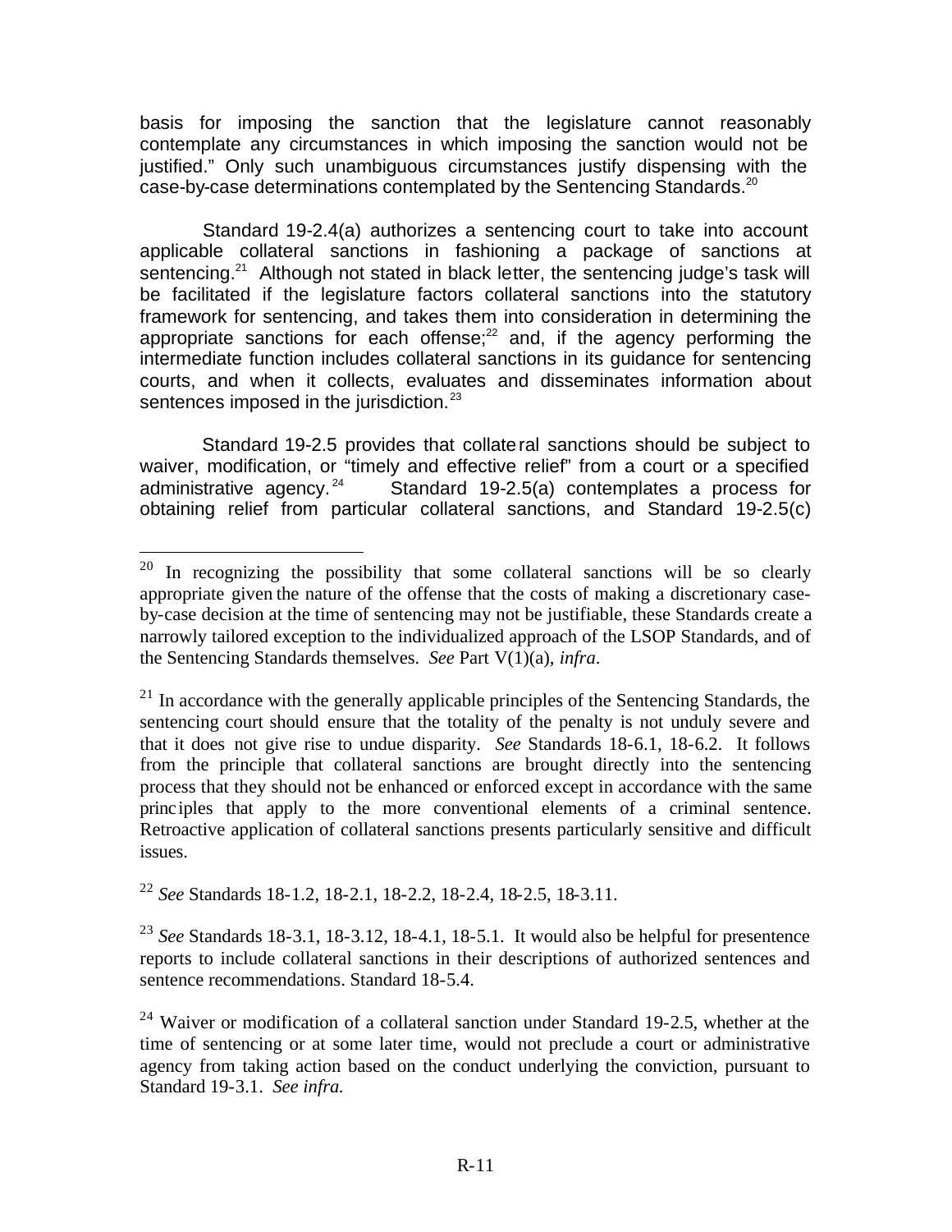basis for imposing the sanction that the legislature cannot reasonably contemplate any circumstances in which imposing the sanction would not be justified." Only such unambiguous circumstances justify dispensing with the case-by-case determinations contemplated by the Sentencing Standards.[20]

Standard 19-2.4(a) authorizes a sentencing court to take into account applicable collateral sanctions in fashioning a package of sanctions at sentencing.[21] Although not stated in black letter, the sentencing judge's task will be facilitated if the legislature factors collateral sanctions into the statutory framework for sentencing, and takes them into consideration in determining the appropriate sanctions for each offense;[22] and, if the agency performing the intermediate function includes collateral sanctions in its guidance for sentencing courts, and when it collects, evaluates and disseminates information about sentences imposed in the jurisdiction.[23]

Standard 19-2.5 provides that collateral sanctions should be subject to waiver, modification, or "timely and effective relief" from a court or a specified administrative agency.[24] Standard 19-2.5(a) contemplates a process for obtaining relief from particular collateral sanctions, and Standard 19-2.5(c)

---

[20] In recognizing the possibility that some collateral sanctions will be so clearly appropriate given the nature of the offense that the costs of making a discretionary case-by-case decision at the time of sentencing may not be justifiable, these Standards create a narrowly tailored exception to the individualized approach of the LSOP Standards, and of the Sentencing Standards themselves. *See* Part V(1)(a), *infra*.

[21] In accordance with the generally applicable principles of the Sentencing Standards, the sentencing court should ensure that the totality of the penalty is not unduly severe and that it does not give rise to undue disparity. *See* Standards 18-6.1, 18-6.2. It follows from the principle that collateral sanctions are brought directly into the sentencing process that they should not be enhanced or enforced except in accordance with the same principles that apply to the more conventional elements of a criminal sentence. Retroactive application of collateral sanctions presents particularly sensitive and difficult issues.

[22] *See* Standards 18-1.2, 18-2.1, 18-2.2, 18-2.4, 18-2.5, 18-3.11.

[23] *See* Standards 18-3.1, 18-3.12, 18-4.1, 18-5.1. It would also be helpful for presentence reports to include collateral sanctions in their descriptions of authorized sentences and sentence recommendations. Standard 18-5.4.

[24] Waiver or modification of a collateral sanction under Standard 19-2.5, whether at the time of sentencing or at some later time, would not preclude a court or administrative agency from taking action based on the conduct underlying the conviction, pursuant to Standard 19-3.1. *See infra.*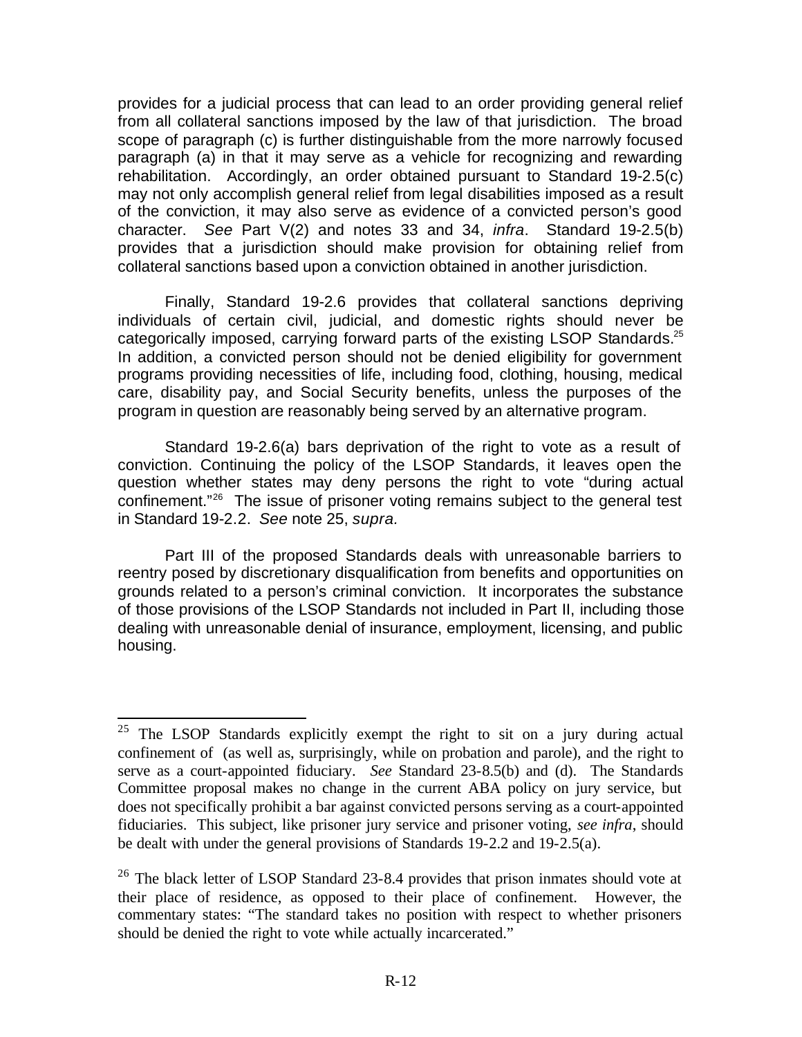provides for a judicial process that can lead to an order providing general relief from all collateral sanctions imposed by the law of that jurisdiction. The broad scope of paragraph (c) is further distinguishable from the more narrowly focused paragraph (a) in that it may serve as a vehicle for recognizing and rewarding rehabilitation. Accordingly, an order obtained pursuant to Standard 19-2.5(c) may not only accomplish general relief from legal disabilities imposed as a result of the conviction, it may also serve as evidence of a convicted person's good character. *See* Part V(2) and notes 33 and 34, *infra*. Standard 19-2.5(b) provides that a jurisdiction should make provision for obtaining relief from collateral sanctions based upon a conviction obtained in another jurisdiction.

Finally, Standard 19-2.6 provides that collateral sanctions depriving individuals of certain civil, judicial, and domestic rights should never be categorically imposed, carrying forward parts of the existing LSOP Standards.[25] In addition, a convicted person should not be denied eligibility for government programs providing necessities of life, including food, clothing, housing, medical care, disability pay, and Social Security benefits, unless the purposes of the program in question are reasonably being served by an alternative program.

Standard 19-2.6(a) bars deprivation of the right to vote as a result of conviction. Continuing the policy of the LSOP Standards, it leaves open the question whether states may deny persons the right to vote "during actual confinement."[26] The issue of prisoner voting remains subject to the general test in Standard 19-2.2. *See* note 25, *supra*.

Part III of the proposed Standards deals with unreasonable barriers to reentry posed by discretionary disqualification from benefits and opportunities on grounds related to a person's criminal conviction. It incorporates the substance of those provisions of the LSOP Standards not included in Part II, including those dealing with unreasonable denial of insurance, employment, licensing, and public housing.

---

[25] The LSOP Standards explicitly exempt the right to sit on a jury during actual confinement of (as well as, surprisingly, while on probation and parole), and the right to serve as a court-appointed fiduciary. *See* Standard 23-8.5(b) and (d). The Standards Committee proposal makes no change in the current ABA policy on jury service, but does not specifically prohibit a bar against convicted persons serving as a court-appointed fiduciaries. This subject, like prisoner jury service and prisoner voting, *see infra*, should be dealt with under the general provisions of Standards 19-2.2 and 19-2.5(a).

[26] The black letter of LSOP Standard 23-8.4 provides that prison inmates should vote at their place of residence, as opposed to their place of confinement. However, the commentary states: "The standard takes no position with respect to whether prisoners should be denied the right to vote while actually incarcerated."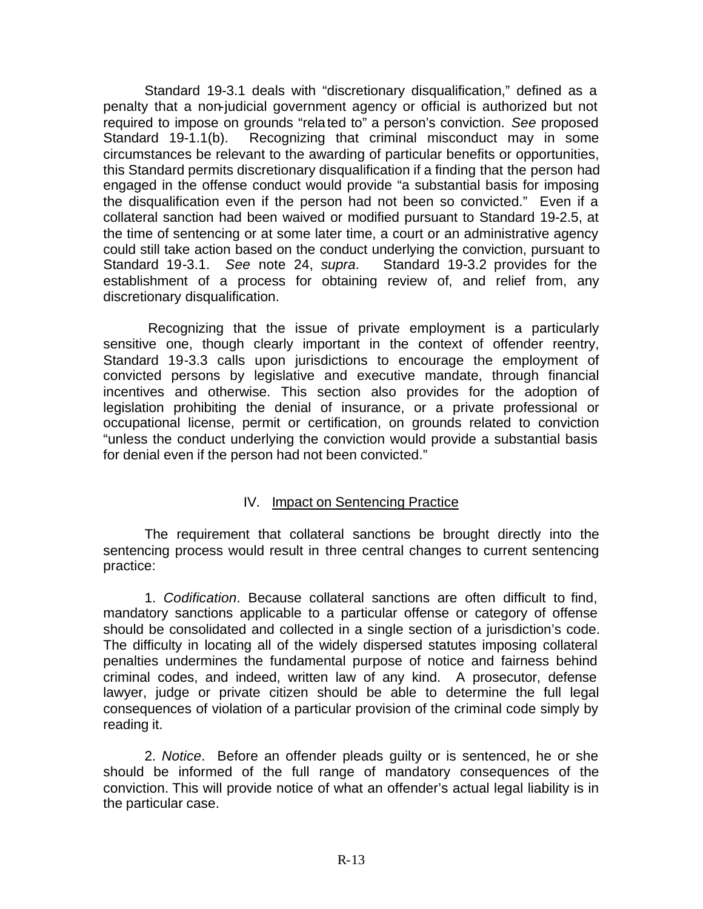Standard 19-3.1 deals with "discretionary disqualification," defined as a penalty that a non-judicial government agency or official is authorized but not required to impose on grounds "related to" a person's conviction. *See* proposed Standard 19-1.1(b). Recognizing that criminal misconduct may in some circumstances be relevant to the awarding of particular benefits or opportunities, this Standard permits discretionary disqualification if a finding that the person had engaged in the offense conduct would provide "a substantial basis for imposing the disqualification even if the person had not been so convicted." Even if a collateral sanction had been waived or modified pursuant to Standard 19-2.5, at the time of sentencing or at some later time, a court or an administrative agency could still take action based on the conduct underlying the conviction, pursuant to Standard 19-3.1. *See* note 24, *supra*. Standard 19-3.2 provides for the establishment of a process for obtaining review of, and relief from, any discretionary disqualification.

Recognizing that the issue of private employment is a particularly sensitive one, though clearly important in the context of offender reentry, Standard 19-3.3 calls upon jurisdictions to encourage the employment of convicted persons by legislative and executive mandate, through financial incentives and otherwise. This section also provides for the adoption of legislation prohibiting the denial of insurance, or a private professional or occupational license, permit or certification, on grounds related to conviction "unless the conduct underlying the conviction would provide a substantial basis for denial even if the person had not been convicted."

## IV. Impact on Sentencing Practice

The requirement that collateral sanctions be brought directly into the sentencing process would result in three central changes to current sentencing practice:

1. *Codification*. Because collateral sanctions are often difficult to find, mandatory sanctions applicable to a particular offense or category of offense should be consolidated and collected in a single section of a jurisdiction's code. The difficulty in locating all of the widely dispersed statutes imposing collateral penalties undermines the fundamental purpose of notice and fairness behind criminal codes, and indeed, written law of any kind. A prosecutor, defense lawyer, judge or private citizen should be able to determine the full legal consequences of violation of a particular provision of the criminal code simply by reading it.

2. *Notice*. Before an offender pleads guilty or is sentenced, he or she should be informed of the full range of mandatory consequences of the conviction. This will provide notice of what an offender's actual legal liability is in the particular case.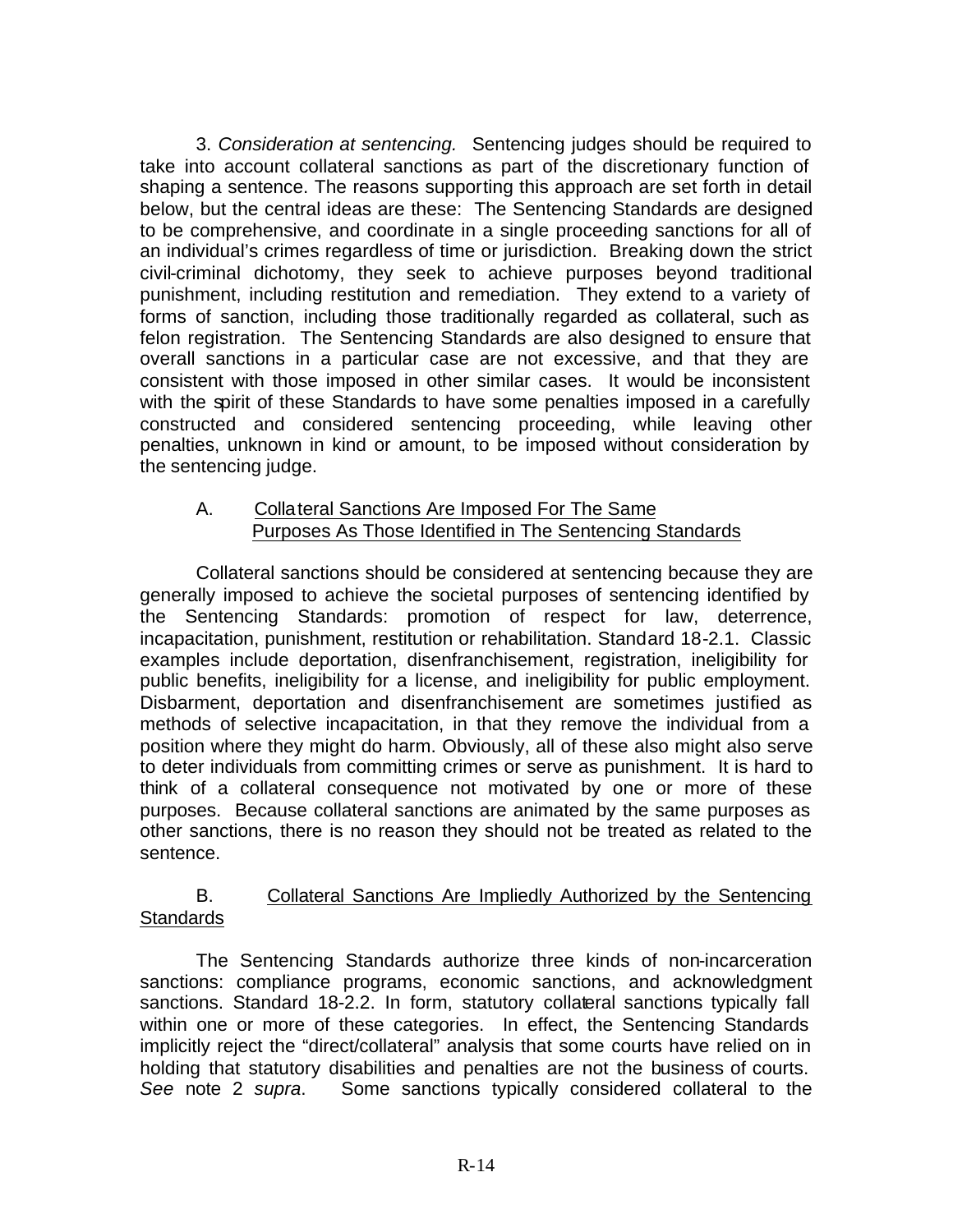3. *Consideration at sentencing.* Sentencing judges should be required to take into account collateral sanctions as part of the discretionary function of shaping a sentence. The reasons supporting this approach are set forth in detail below, but the central ideas are these: The Sentencing Standards are designed to be comprehensive, and coordinate in a single proceeding sanctions for all of an individual's crimes regardless of time or jurisdiction. Breaking down the strict civil-criminal dichotomy, they seek to achieve purposes beyond traditional punishment, including restitution and remediation. They extend to a variety of forms of sanction, including those traditionally regarded as collateral, such as felon registration. The Sentencing Standards are also designed to ensure that overall sanctions in a particular case are not excessive, and that they are consistent with those imposed in other similar cases. It would be inconsistent with the spirit of these Standards to have some penalties imposed in a carefully constructed and considered sentencing proceeding, while leaving other penalties, unknown in kind or amount, to be imposed without consideration by the sentencing judge.

A. Collateral Sanctions Are Imposed For The Same Purposes As Those Identified in The Sentencing Standards

Collateral sanctions should be considered at sentencing because they are generally imposed to achieve the societal purposes of sentencing identified by the Sentencing Standards: promotion of respect for law, deterrence, incapacitation, punishment, restitution or rehabilitation. Standard 18-2.1. Classic examples include deportation, disenfranchisement, registration, ineligibility for public benefits, ineligibility for a license, and ineligibility for public employment. Disbarment, deportation and disenfranchisement are sometimes justified as methods of selective incapacitation, in that they remove the individual from a position where they might do harm. Obviously, all of these also might also serve to deter individuals from committing crimes or serve as punishment. It is hard to think of a collateral consequence not motivated by one or more of these purposes. Because collateral sanctions are animated by the same purposes as other sanctions, there is no reason they should not be treated as related to the sentence.

B. Collateral Sanctions Are Impliedly Authorized by the Sentencing Standards

The Sentencing Standards authorize three kinds of non-incarceration sanctions: compliance programs, economic sanctions, and acknowledgment sanctions. Standard 18-2.2. In form, statutory collateral sanctions typically fall within one or more of these categories. In effect, the Sentencing Standards implicitly reject the "direct/collateral" analysis that some courts have relied on in holding that statutory disabilities and penalties are not the business of courts. *See* note 2 *supra*. Some sanctions typically considered collateral to the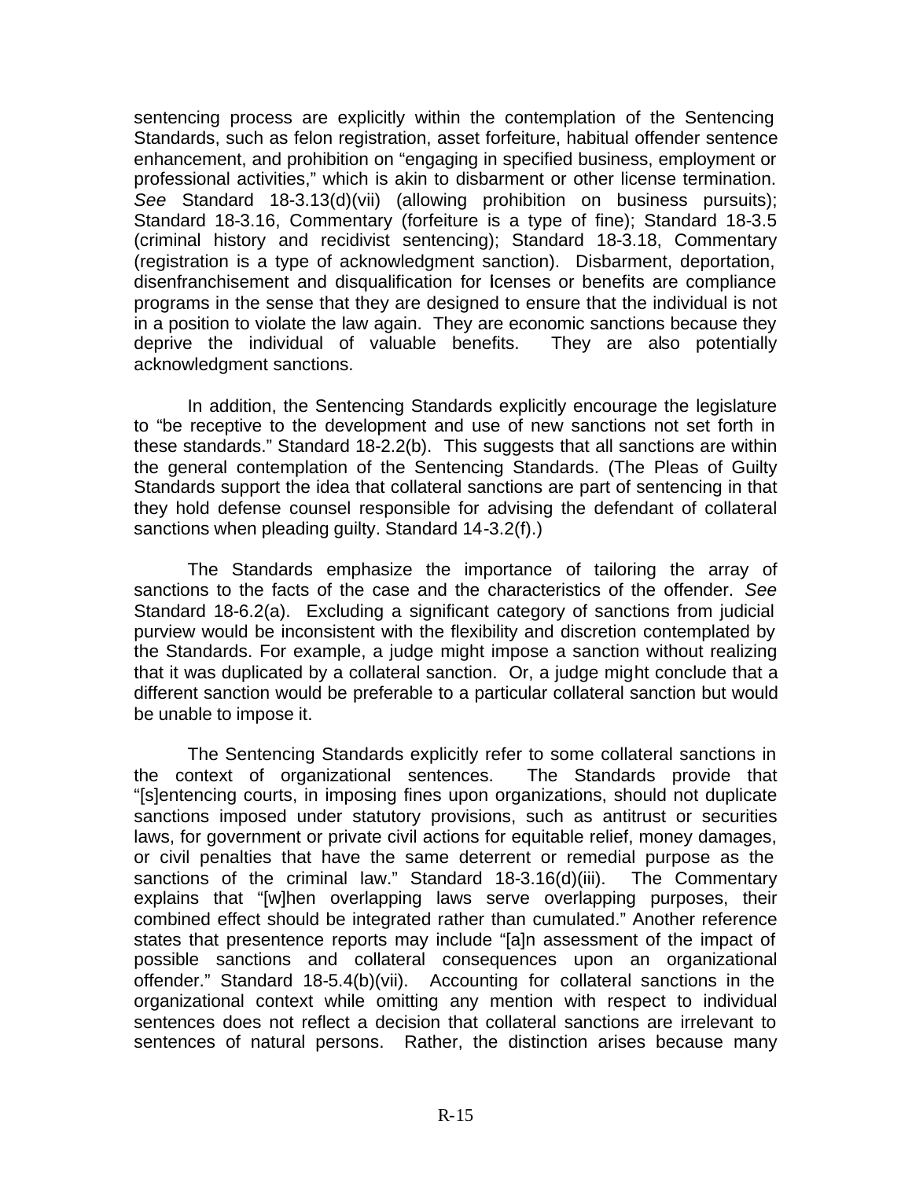sentencing process are explicitly within the contemplation of the Sentencing Standards, such as felon registration, asset forfeiture, habitual offender sentence enhancement, and prohibition on "engaging in specified business, employment or professional activities," which is akin to disbarment or other license termination. *See* Standard 18-3.13(d)(vii) (allowing prohibition on business pursuits); Standard 18-3.16, Commentary (forfeiture is a type of fine); Standard 18-3.5 (criminal history and recidivist sentencing); Standard 18-3.18, Commentary (registration is a type of acknowledgment sanction). Disbarment, deportation, disenfranchisement and disqualification for lcenses or benefits are compliance programs in the sense that they are designed to ensure that the individual is not in a position to violate the law again. They are economic sanctions because they deprive the individual of valuable benefits. They are also potentially acknowledgment sanctions.

In addition, the Sentencing Standards explicitly encourage the legislature to "be receptive to the development and use of new sanctions not set forth in these standards." Standard 18-2.2(b). This suggests that all sanctions are within the general contemplation of the Sentencing Standards. (The Pleas of Guilty Standards support the idea that collateral sanctions are part of sentencing in that they hold defense counsel responsible for advising the defendant of collateral sanctions when pleading guilty. Standard 14-3.2(f).)

The Standards emphasize the importance of tailoring the array of sanctions to the facts of the case and the characteristics of the offender. *See* Standard 18-6.2(a). Excluding a significant category of sanctions from judicial purview would be inconsistent with the flexibility and discretion contemplated by the Standards. For example, a judge might impose a sanction without realizing that it was duplicated by a collateral sanction. Or, a judge might conclude that a different sanction would be preferable to a particular collateral sanction but would be unable to impose it.

The Sentencing Standards explicitly refer to some collateral sanctions in the context of organizational sentences. The Standards provide that "[s]entencing courts, in imposing fines upon organizations, should not duplicate sanctions imposed under statutory provisions, such as antitrust or securities laws, for government or private civil actions for equitable relief, money damages, or civil penalties that have the same deterrent or remedial purpose as the sanctions of the criminal law." Standard 18-3.16(d)(iii). The Commentary explains that "[w]hen overlapping laws serve overlapping purposes, their combined effect should be integrated rather than cumulated." Another reference states that presentence reports may include "[a]n assessment of the impact of possible sanctions and collateral consequences upon an organizational offender." Standard 18-5.4(b)(vii). Accounting for collateral sanctions in the organizational context while omitting any mention with respect to individual sentences does not reflect a decision that collateral sanctions are irrelevant to sentences of natural persons. Rather, the distinction arises because many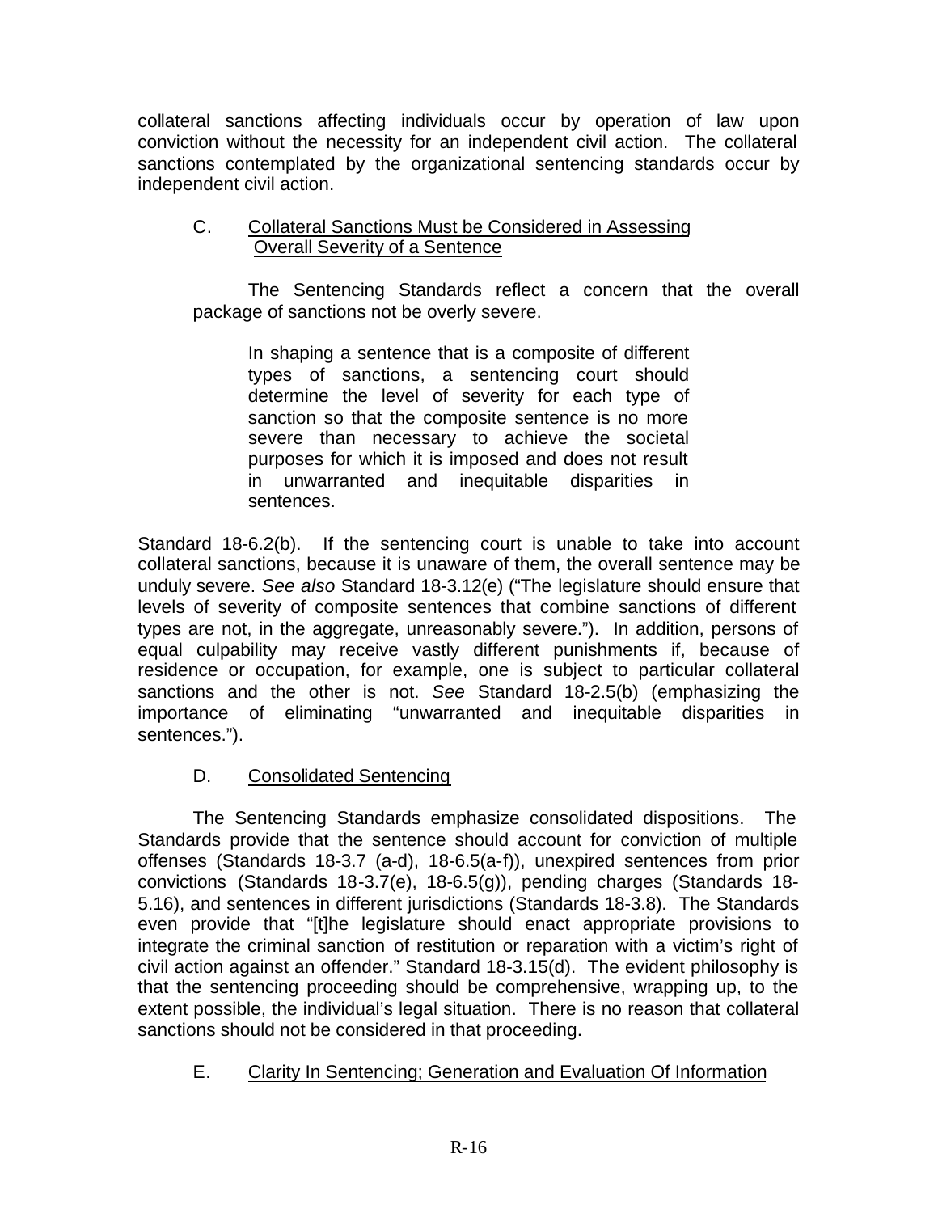collateral sanctions affecting individuals occur by operation of law upon conviction without the necessity for an independent civil action. The collateral sanctions contemplated by the organizational sentencing standards occur by independent civil action.

### C. Collateral Sanctions Must be Considered in Assessing Overall Severity of a Sentence

The Sentencing Standards reflect a concern that the overall package of sanctions not be overly severe.

> In shaping a sentence that is a composite of different types of sanctions, a sentencing court should determine the level of severity for each type of sanction so that the composite sentence is no more severe than necessary to achieve the societal purposes for which it is imposed and does not result in unwarranted and inequitable disparities in sentences.

Standard 18-6.2(b). If the sentencing court is unable to take into account collateral sanctions, because it is unaware of them, the overall sentence may be unduly severe. *See also* Standard 18-3.12(e) ("The legislature should ensure that levels of severity of composite sentences that combine sanctions of different types are not, in the aggregate, unreasonably severe."). In addition, persons of equal culpability may receive vastly different punishments if, because of residence or occupation, for example, one is subject to particular collateral sanctions and the other is not. *See* Standard 18-2.5(b) (emphasizing the importance of eliminating "unwarranted and inequitable disparities in sentences.").

### D. Consolidated Sentencing

The Sentencing Standards emphasize consolidated dispositions. The Standards provide that the sentence should account for conviction of multiple offenses (Standards 18-3.7 (a-d), 18-6.5(a-f)), unexpired sentences from prior convictions (Standards 18-3.7(e), 18-6.5(g)), pending charges (Standards 18-5.16), and sentences in different jurisdictions (Standards 18-3.8). The Standards even provide that "[t]he legislature should enact appropriate provisions to integrate the criminal sanction of restitution or reparation with a victim's right of civil action against an offender." Standard 18-3.15(d). The evident philosophy is that the sentencing proceeding should be comprehensive, wrapping up, to the extent possible, the individual's legal situation. There is no reason that collateral sanctions should not be considered in that proceeding.

### E. Clarity In Sentencing; Generation and Evaluation Of Information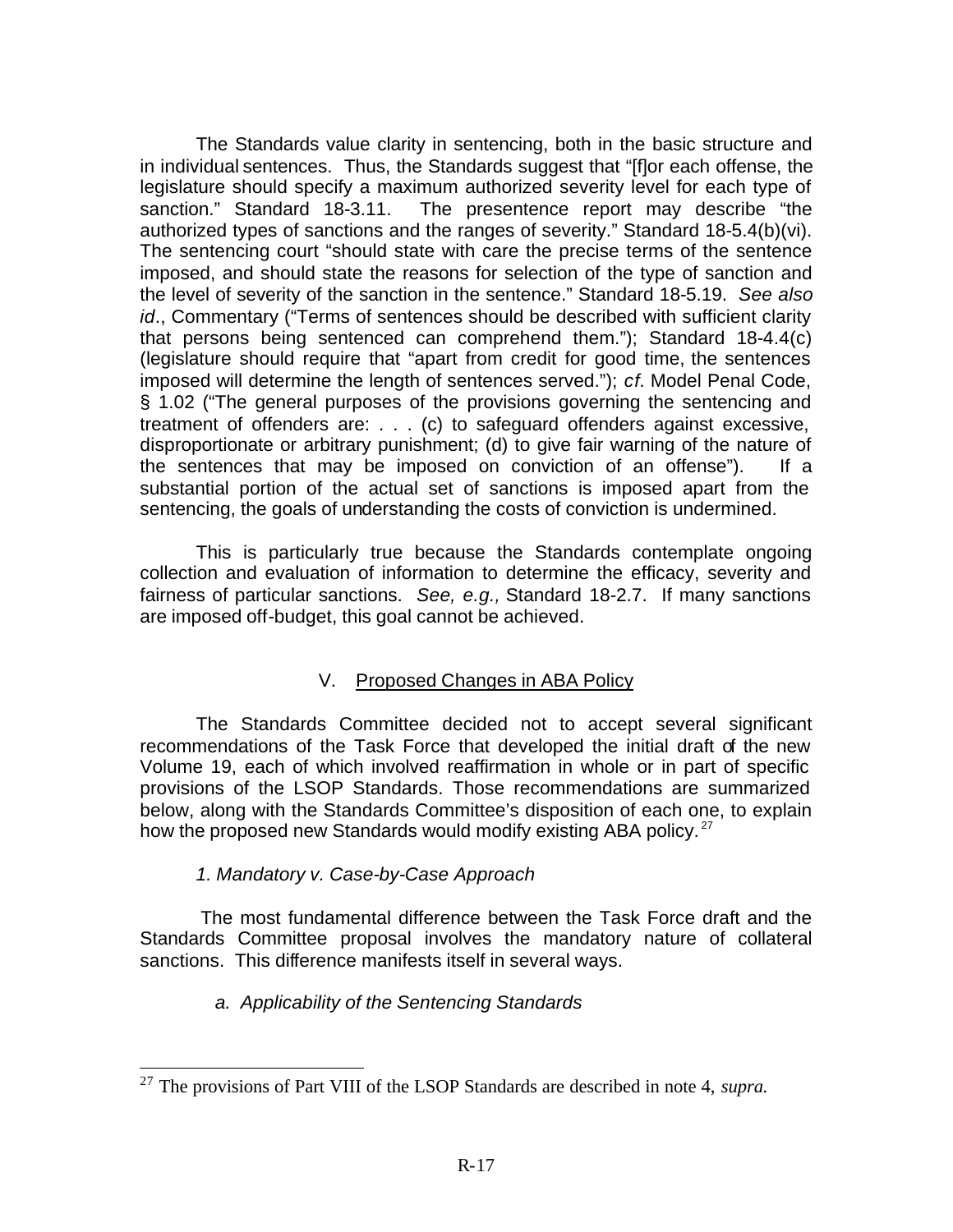The Standards value clarity in sentencing, both in the basic structure and in individual sentences. Thus, the Standards suggest that "[f]or each offense, the legislature should specify a maximum authorized severity level for each type of sanction." Standard 18-3.11. The presentence report may describe "the authorized types of sanctions and the ranges of severity." Standard 18-5.4(b)(vi). The sentencing court "should state with care the precise terms of the sentence imposed, and should state the reasons for selection of the type of sanction and the level of severity of the sanction in the sentence." Standard 18-5.19. *See also id*., Commentary ("Terms of sentences should be described with sufficient clarity that persons being sentenced can comprehend them."); Standard 18-4.4(c) (legislature should require that "apart from credit for good time, the sentences imposed will determine the length of sentences served."); *cf*. Model Penal Code, § 1.02 ("The general purposes of the provisions governing the sentencing and treatment of offenders are: . . . (c) to safeguard offenders against excessive, disproportionate or arbitrary punishment; (d) to give fair warning of the nature of the sentences that may be imposed on conviction of an offense"). If a substantial portion of the actual set of sanctions is imposed apart from the sentencing, the goals of understanding the costs of conviction is undermined.

This is particularly true because the Standards contemplate ongoing collection and evaluation of information to determine the efficacy, severity and fairness of particular sanctions. *See, e.g.,* Standard 18-2.7. If many sanctions are imposed off-budget, this goal cannot be achieved.

## V. Proposed Changes in ABA Policy

The Standards Committee decided not to accept several significant recommendations of the Task Force that developed the initial draft of the new Volume 19, each of which involved reaffirmation in whole or in part of specific provisions of the LSOP Standards. Those recommendations are summarized below, along with the Standards Committee's disposition of each one, to explain how the proposed new Standards would modify existing ABA policy.[27]

### *1. Mandatory v. Case-by-Case Approach*

The most fundamental difference between the Task Force draft and the Standards Committee proposal involves the mandatory nature of collateral sanctions. This difference manifests itself in several ways.

#### *a. Applicability of the Sentencing Standards*

---

[27] The provisions of Part VIII of the LSOP Standards are described in note 4, *supra.*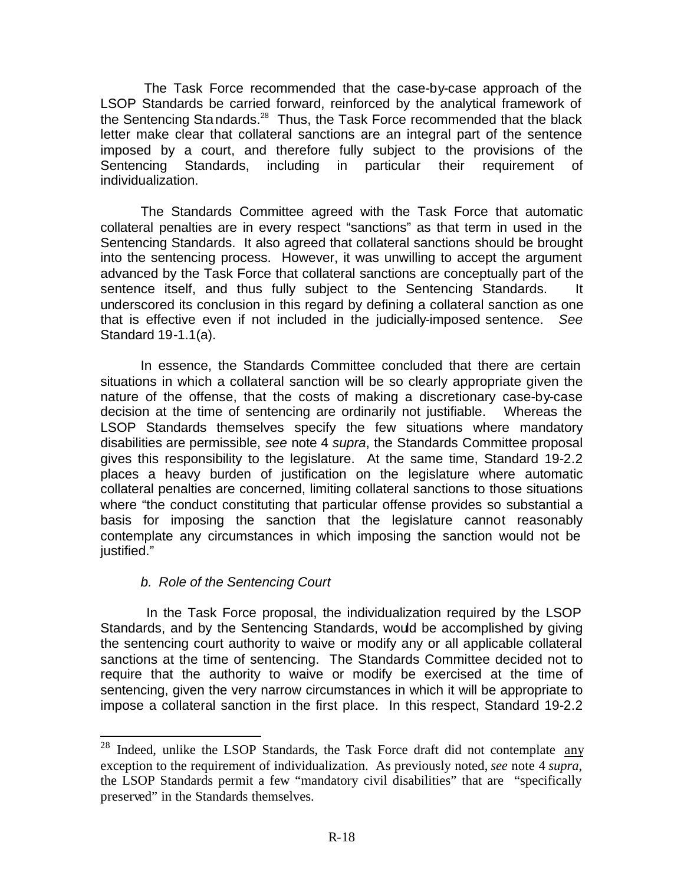The Task Force recommended that the case-by-case approach of the LSOP Standards be carried forward, reinforced by the analytical framework of the Sentencing Standards.[28] Thus, the Task Force recommended that the black letter make clear that collateral sanctions are an integral part of the sentence imposed by a court, and therefore fully subject to the provisions of the Sentencing Standards, including in particular their requirement of individualization.

The Standards Committee agreed with the Task Force that automatic collateral penalties are in every respect "sanctions" as that term in used in the Sentencing Standards. It also agreed that collateral sanctions should be brought into the sentencing process. However, it was unwilling to accept the argument advanced by the Task Force that collateral sanctions are conceptually part of the sentence itself, and thus fully subject to the Sentencing Standards. It underscored its conclusion in this regard by defining a collateral sanction as one that is effective even if not included in the judicially-imposed sentence. *See* Standard 19-1.1(a).

In essence, the Standards Committee concluded that there are certain situations in which a collateral sanction will be so clearly appropriate given the nature of the offense, that the costs of making a discretionary case-by-case decision at the time of sentencing are ordinarily not justifiable. Whereas the LSOP Standards themselves specify the few situations where mandatory disabilities are permissible, *see* note 4 *supra*, the Standards Committee proposal gives this responsibility to the legislature. At the same time, Standard 19-2.2 places a heavy burden of justification on the legislature where automatic collateral penalties are concerned, limiting collateral sanctions to those situations where "the conduct constituting that particular offense provides so substantial a basis for imposing the sanction that the legislature cannot reasonably contemplate any circumstances in which imposing the sanction would not be justified."

*b. Role of the Sentencing Court*

In the Task Force proposal, the individualization required by the LSOP Standards, and by the Sentencing Standards, would be accomplished by giving the sentencing court authority to waive or modify any or all applicable collateral sanctions at the time of sentencing. The Standards Committee decided not to require that the authority to waive or modify be exercised at the time of sentencing, given the very narrow circumstances in which it will be appropriate to impose a collateral sanction in the first place. In this respect, Standard 19-2.2

---

[28] Indeed, unlike the LSOP Standards, the Task Force draft did not contemplate any exception to the requirement of individualization. As previously noted, *see* note 4 *supra*, the LSOP Standards permit a few "mandatory civil disabilities" that are "specifically preserved" in the Standards themselves.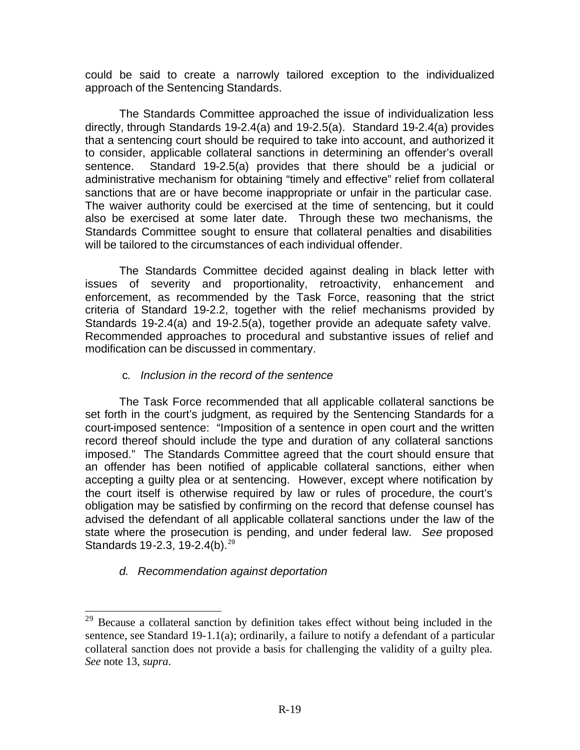could be said to create a narrowly tailored exception to the individualized approach of the Sentencing Standards.

The Standards Committee approached the issue of individualization less directly, through Standards 19-2.4(a) and 19-2.5(a). Standard 19-2.4(a) provides that a sentencing court should be required to take into account, and authorized it to consider, applicable collateral sanctions in determining an offender's overall sentence. Standard 19-2.5(a) provides that there should be a judicial or administrative mechanism for obtaining "timely and effective" relief from collateral sanctions that are or have become inappropriate or unfair in the particular case. The waiver authority could be exercised at the time of sentencing, but it could also be exercised at some later date. Through these two mechanisms, the Standards Committee sought to ensure that collateral penalties and disabilities will be tailored to the circumstances of each individual offender.

The Standards Committee decided against dealing in black letter with issues of severity and proportionality, retroactivity, enhancement and enforcement, as recommended by the Task Force, reasoning that the strict criteria of Standard 19-2.2, together with the relief mechanisms provided by Standards 19-2.4(a) and 19-2.5(a), together provide an adequate safety valve. Recommended approaches to procedural and substantive issues of relief and modification can be discussed in commentary.

c*. Inclusion in the record of the sentence*

The Task Force recommended that all applicable collateral sanctions be set forth in the court's judgment, as required by the Sentencing Standards for a court-imposed sentence: "Imposition of a sentence in open court and the written record thereof should include the type and duration of any collateral sanctions imposed." The Standards Committee agreed that the court should ensure that an offender has been notified of applicable collateral sanctions, either when accepting a guilty plea or at sentencing. However, except where notification by the court itself is otherwise required by law or rules of procedure, the court's obligation may be satisfied by confirming on the record that defense counsel has advised the defendant of all applicable collateral sanctions under the law of the state where the prosecution is pending, and under federal law. *See* proposed Standards 19-2.3, 19-2.4(b).[29]

*d. Recommendation against deportation*

[29] Because a collateral sanction by definition takes effect without being included in the sentence, see Standard 19-1.1(a); ordinarily, a failure to notify a defendant of a particular collateral sanction does not provide a basis for challenging the validity of a guilty plea. *See* note 13, *supra*.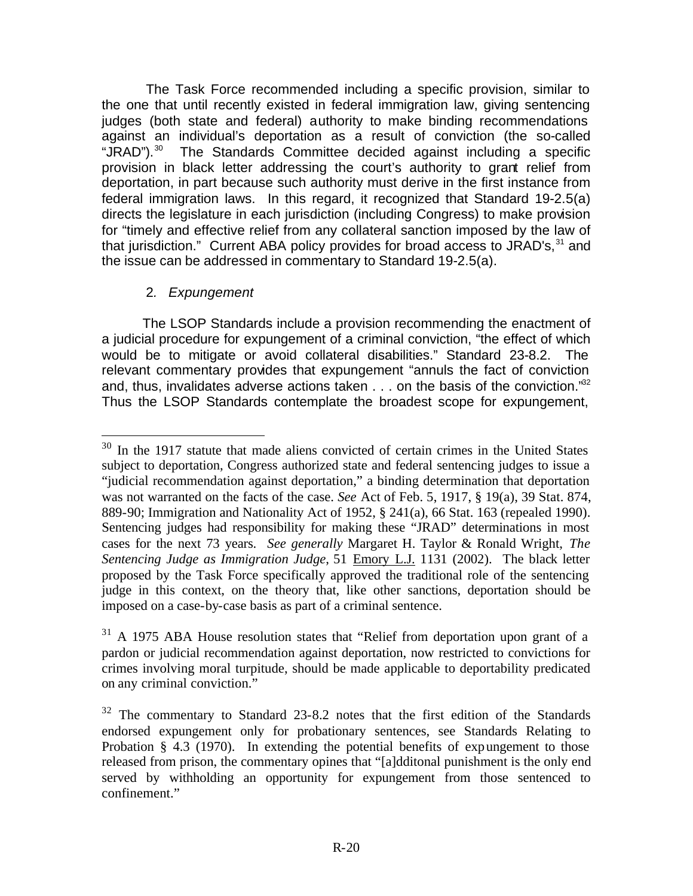The Task Force recommended including a specific provision, similar to the one that until recently existed in federal immigration law, giving sentencing judges (both state and federal) authority to make binding recommendations against an individual's deportation as a result of conviction (the so-called "JRAD").[30] The Standards Committee decided against including a specific provision in black letter addressing the court's authority to grant relief from deportation, in part because such authority must derive in the first instance from federal immigration laws. In this regard, it recognized that Standard 19-2.5(a) directs the legislature in each jurisdiction (including Congress) to make provision for "timely and effective relief from any collateral sanction imposed by the law of that jurisdiction." Current ABA policy provides for broad access to JRAD's,[31] and the issue can be addressed in commentary to Standard 19-2.5(a).

### 2. *Expungement*

The LSOP Standards include a provision recommending the enactment of a judicial procedure for expungement of a criminal conviction, "the effect of which would be to mitigate or avoid collateral disabilities." Standard 23-8.2. The relevant commentary provides that expungement "annuls the fact of conviction and, thus, invalidates adverse actions taken . . . on the basis of the conviction."[32] Thus the LSOP Standards contemplate the broadest scope for expungement,

---

[30] In the 1917 statute that made aliens convicted of certain crimes in the United States subject to deportation, Congress authorized state and federal sentencing judges to issue a "judicial recommendation against deportation," a binding determination that deportation was not warranted on the facts of the case. *See* Act of Feb. 5, 1917, § 19(a), 39 Stat. 874, 889-90; Immigration and Nationality Act of 1952, § 241(a), 66 Stat. 163 (repealed 1990). Sentencing judges had responsibility for making these "JRAD" determinations in most cases for the next 73 years. *See generally* Margaret H. Taylor & Ronald Wright, *The Sentencing Judge as Immigration Judge*, 51 Emory L.J. 1131 (2002). The black letter proposed by the Task Force specifically approved the traditional role of the sentencing judge in this context, on the theory that, like other sanctions, deportation should be imposed on a case-by-case basis as part of a criminal sentence.

[31] A 1975 ABA House resolution states that "Relief from deportation upon grant of a pardon or judicial recommendation against deportation, now restricted to convictions for crimes involving moral turpitude, should be made applicable to deportability predicated on any criminal conviction."

[32] The commentary to Standard 23-8.2 notes that the first edition of the Standards endorsed expungement only for probationary sentences, see Standards Relating to Probation § 4.3 (1970). In extending the potential benefits of expungement to those released from prison, the commentary opines that "[a]dditonal punishment is the only end served by withholding an opportunity for expungement from those sentenced to confinement."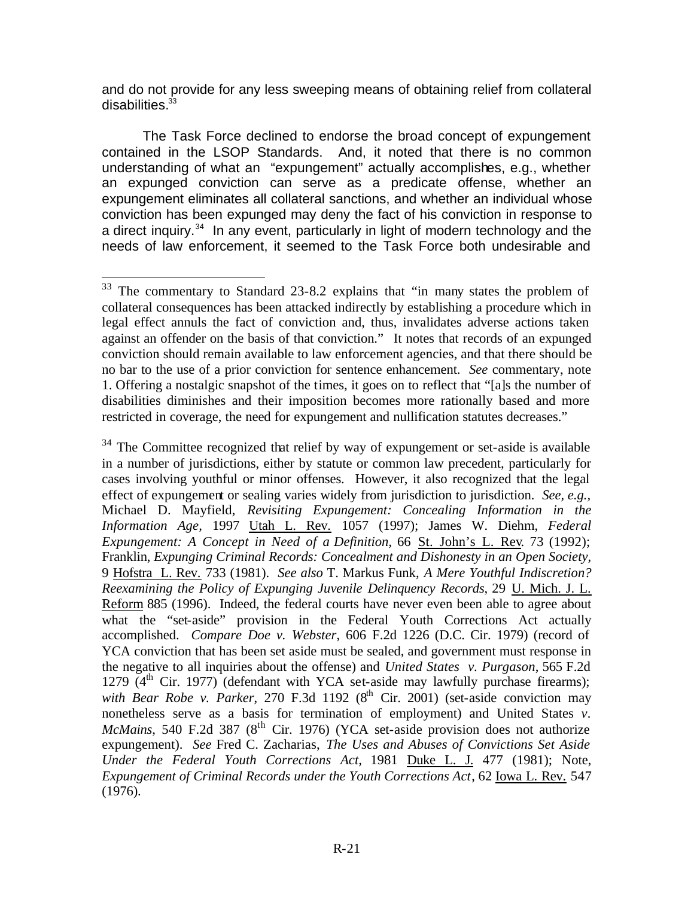and do not provide for any less sweeping means of obtaining relief from collateral disabilities.[33]

The Task Force declined to endorse the broad concept of expungement contained in the LSOP Standards. And, it noted that there is no common understanding of what an "expungement" actually accomplishes, e.g., whether an expunged conviction can serve as a predicate offense, whether an expungement eliminates all collateral sanctions, and whether an individual whose conviction has been expunged may deny the fact of his conviction in response to a direct inquiry.[34] In any event, particularly in light of modern technology and the needs of law enforcement, it seemed to the Task Force both undesirable and

---

[33] The commentary to Standard 23-8.2 explains that "in many states the problem of collateral consequences has been attacked indirectly by establishing a procedure which in legal effect annuls the fact of conviction and, thus, invalidates adverse actions taken against an offender on the basis of that conviction." It notes that records of an expunged conviction should remain available to law enforcement agencies, and that there should be no bar to the use of a prior conviction for sentence enhancement. *See* commentary, note 1. Offering a nostalgic snapshot of the times, it goes on to reflect that "[a]s the number of disabilities diminishes and their imposition becomes more rationally based and more restricted in coverage, the need for expungement and nullification statutes decreases."

[34] The Committee recognized that relief by way of expungement or set-aside is available in a number of jurisdictions, either by statute or common law precedent, particularly for cases involving youthful or minor offenses. However, it also recognized that the legal effect of expungement or sealing varies widely from jurisdiction to jurisdiction. *See, e.g.,* Michael D. Mayfield, *Revisiting Expungement: Concealing Information in the Information Age,* 1997 Utah L. Rev. 1057 (1997); James W. Diehm, *Federal Expungement: A Concept in Need of a Definition,* 66 St. John's L. Rev. 73 (1992); Franklin, *Expunging Criminal Records: Concealment and Dishonesty in an Open Society*, 9 Hofstra L. Rev. 733 (1981). *See also* T. Markus Funk, *A Mere Youthful Indiscretion? Reexamining the Policy of Expunging Juvenile Delinquency Records*, 29 U. Mich. J. L. Reform 885 (1996). Indeed, the federal courts have never even been able to agree about what the "set-aside" provision in the Federal Youth Corrections Act actually accomplished. *Compare Doe v. Webster*, 606 F.2d 1226 (D.C. Cir. 1979) (record of YCA conviction that has been set aside must be sealed, and government must response in the negative to all inquiries about the offense) and *United States v. Purgason*, 565 F.2d 1279 (4th Cir. 1977) (defendant with YCA set-aside may lawfully purchase firearms); *with Bear Robe v. Parker*, 270 F.3d 1192 (8th Cir. 2001) (set-aside conviction may nonetheless serve as a basis for termination of employment) and United States *v. McMains*, 540 F.2d 387 (8th Cir. 1976) (YCA set-aside provision does not authorize expungement). *See* Fred C. Zacharias, *The Uses and Abuses of Convictions Set Aside Under the Federal Youth Corrections Act,* 1981 Duke L. J. 477 (1981); Note, *Expungement of Criminal Records under the Youth Corrections Act*, 62 Iowa L. Rev. 547 (1976).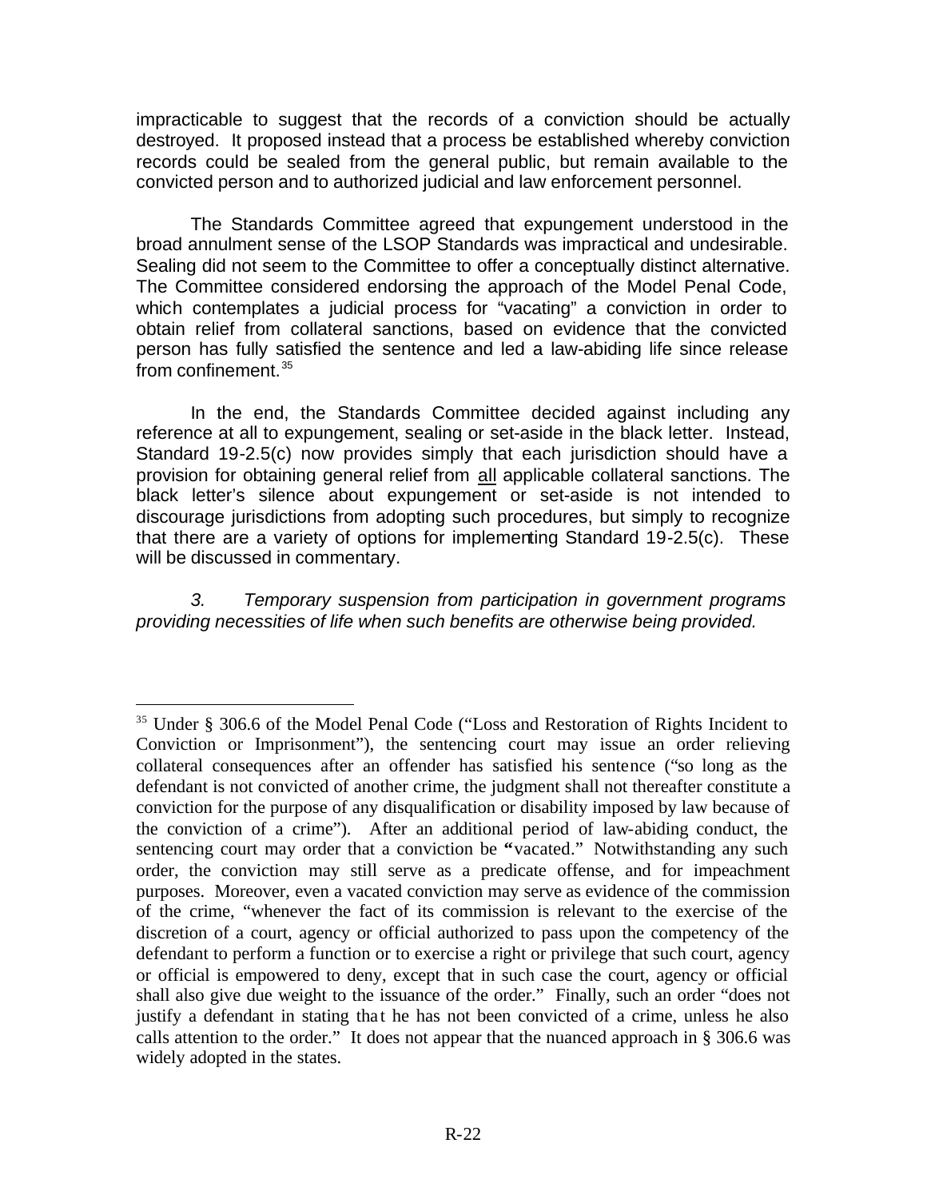impracticable to suggest that the records of a conviction should be actually destroyed. It proposed instead that a process be established whereby conviction records could be sealed from the general public, but remain available to the convicted person and to authorized judicial and law enforcement personnel.

The Standards Committee agreed that expungement understood in the broad annulment sense of the LSOP Standards was impractical and undesirable. Sealing did not seem to the Committee to offer a conceptually distinct alternative. The Committee considered endorsing the approach of the Model Penal Code, which contemplates a judicial process for "vacating" a conviction in order to obtain relief from collateral sanctions, based on evidence that the convicted person has fully satisfied the sentence and led a law-abiding life since release from confinement.[35]

In the end, the Standards Committee decided against including any reference at all to expungement, sealing or set-aside in the black letter. Instead, Standard 19-2.5(c) now provides simply that each jurisdiction should have a provision for obtaining general relief from <u>all</u> applicable collateral sanctions. The black letter's silence about expungement or set-aside is not intended to discourage jurisdictions from adopting such procedures, but simply to recognize that there are a variety of options for implementing Standard 19-2.5(c). These will be discussed in commentary.

*3. Temporary suspension from participation in government programs providing necessities of life when such benefits are otherwise being provided.*

---

[35] Under § 306.6 of the Model Penal Code ("Loss and Restoration of Rights Incident to Conviction or Imprisonment"), the sentencing court may issue an order relieving collateral consequences after an offender has satisfied his sentence ("so long as the defendant is not convicted of another crime, the judgment shall not thereafter constitute a conviction for the purpose of any disqualification or disability imposed by law because of the conviction of a crime"). After an additional period of law-abiding conduct, the sentencing court may order that a conviction be "vacated." Notwithstanding any such order, the conviction may still serve as a predicate offense, and for impeachment purposes. Moreover, even a vacated conviction may serve as evidence of the commission of the crime, "whenever the fact of its commission is relevant to the exercise of the discretion of a court, agency or official authorized to pass upon the competency of the defendant to perform a function or to exercise a right or privilege that such court, agency or official is empowered to deny, except that in such case the court, agency or official shall also give due weight to the issuance of the order." Finally, such an order "does not justify a defendant in stating that he has not been convicted of a crime, unless he also calls attention to the order." It does not appear that the nuanced approach in § 306.6 was widely adopted in the states.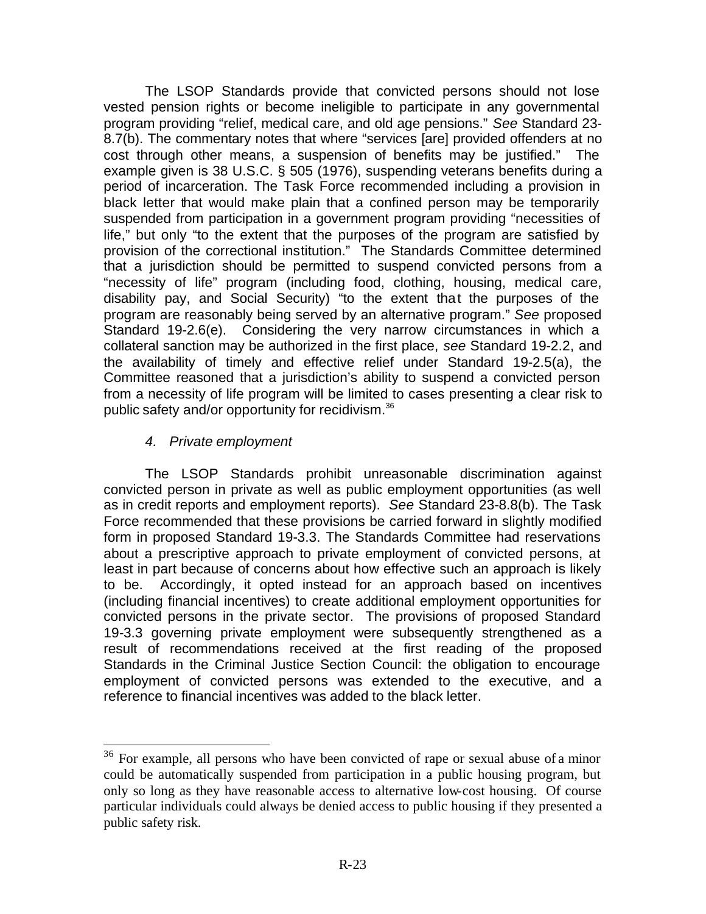The LSOP Standards provide that convicted persons should not lose vested pension rights or become ineligible to participate in any governmental program providing "relief, medical care, and old age pensions." *See* Standard 23-8.7(b). The commentary notes that where "services [are] provided offenders at no cost through other means, a suspension of benefits may be justified." The example given is 38 U.S.C. § 505 (1976), suspending veterans benefits during a period of incarceration. The Task Force recommended including a provision in black letter that would make plain that a confined person may be temporarily suspended from participation in a government program providing "necessities of life," but only "to the extent that the purposes of the program are satisfied by provision of the correctional institution." The Standards Committee determined that a jurisdiction should be permitted to suspend convicted persons from a "necessity of life" program (including food, clothing, housing, medical care, disability pay, and Social Security) "to the extent that the purposes of the program are reasonably being served by an alternative program." *See* proposed Standard 19-2.6(e). Considering the very narrow circumstances in which a collateral sanction may be authorized in the first place, *see* Standard 19-2.2, and the availability of timely and effective relief under Standard 19-2.5(a), the Committee reasoned that a jurisdiction's ability to suspend a convicted person from a necessity of life program will be limited to cases presenting a clear risk to public safety and/or opportunity for recidivism.[36]

### *4. Private employment*

The LSOP Standards prohibit unreasonable discrimination against convicted person in private as well as public employment opportunities (as well as in credit reports and employment reports). *See* Standard 23-8.8(b). The Task Force recommended that these provisions be carried forward in slightly modified form in proposed Standard 19-3.3. The Standards Committee had reservations about a prescriptive approach to private employment of convicted persons, at least in part because of concerns about how effective such an approach is likely to be. Accordingly, it opted instead for an approach based on incentives (including financial incentives) to create additional employment opportunities for convicted persons in the private sector. The provisions of proposed Standard 19-3.3 governing private employment were subsequently strengthened as a result of recommendations received at the first reading of the proposed Standards in the Criminal Justice Section Council: the obligation to encourage employment of convicted persons was extended to the executive, and a reference to financial incentives was added to the black letter.

---

[36] For example, all persons who have been convicted of rape or sexual abuse of a minor could be automatically suspended from participation in a public housing program, but only so long as they have reasonable access to alternative low-cost housing. Of course particular individuals could always be denied access to public housing if they presented a public safety risk.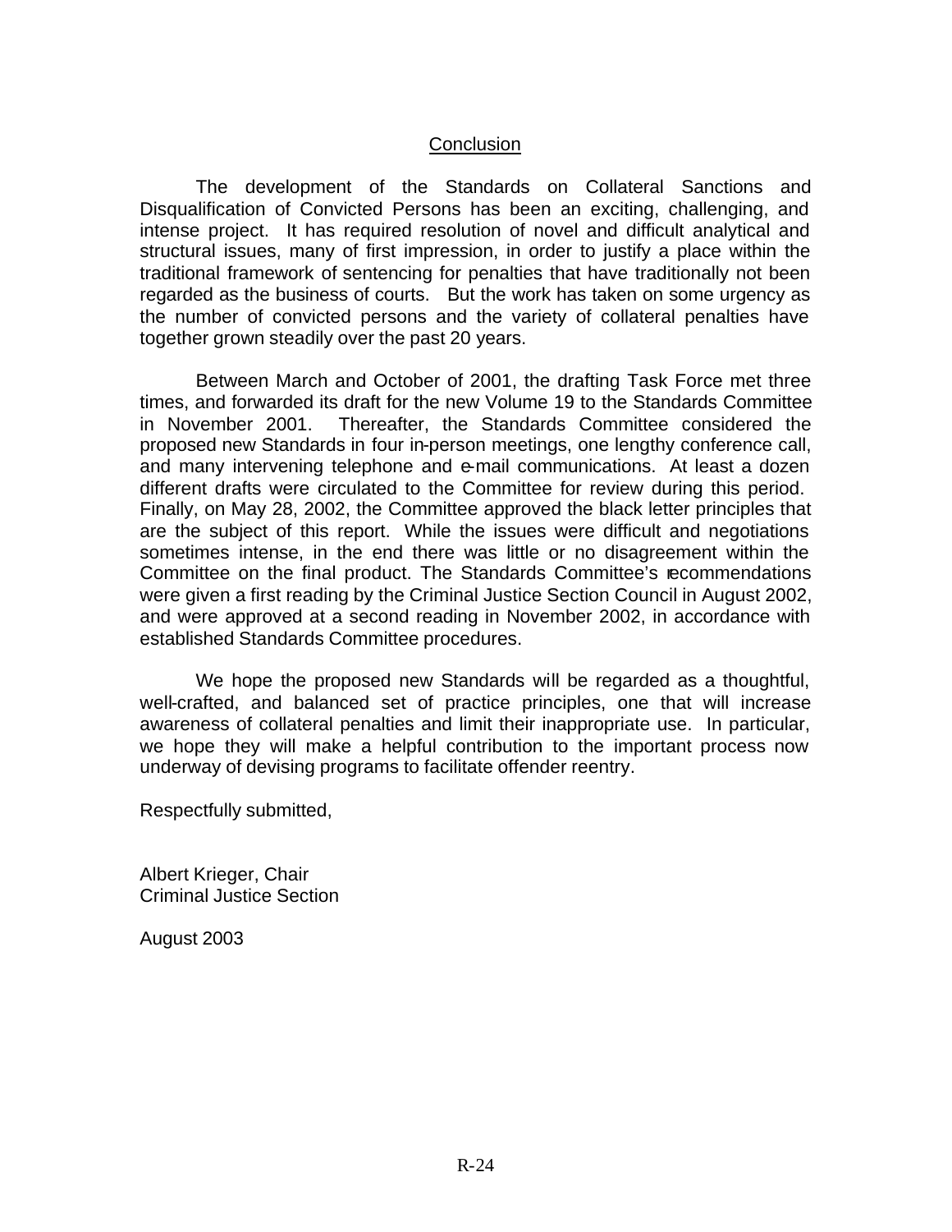## Conclusion

The development of the Standards on Collateral Sanctions and Disqualification of Convicted Persons has been an exciting, challenging, and intense project. It has required resolution of novel and difficult analytical and structural issues, many of first impression, in order to justify a place within the traditional framework of sentencing for penalties that have traditionally not been regarded as the business of courts. But the work has taken on some urgency as the number of convicted persons and the variety of collateral penalties have together grown steadily over the past 20 years.

Between March and October of 2001, the drafting Task Force met three times, and forwarded its draft for the new Volume 19 to the Standards Committee in November 2001. Thereafter, the Standards Committee considered the proposed new Standards in four in-person meetings, one lengthy conference call, and many intervening telephone and e-mail communications. At least a dozen different drafts were circulated to the Committee for review during this period. Finally, on May 28, 2002, the Committee approved the black letter principles that are the subject of this report. While the issues were difficult and negotiations sometimes intense, in the end there was little or no disagreement within the Committee on the final product. The Standards Committee's recommendations were given a first reading by the Criminal Justice Section Council in August 2002, and were approved at a second reading in November 2002, in accordance with established Standards Committee procedures.

We hope the proposed new Standards will be regarded as a thoughtful, well-crafted, and balanced set of practice principles, one that will increase awareness of collateral penalties and limit their inappropriate use. In particular, we hope they will make a helpful contribution to the important process now underway of devising programs to facilitate offender reentry.

Respectfully submitted,

Albert Krieger, Chair  
Criminal Justice Section

August 2003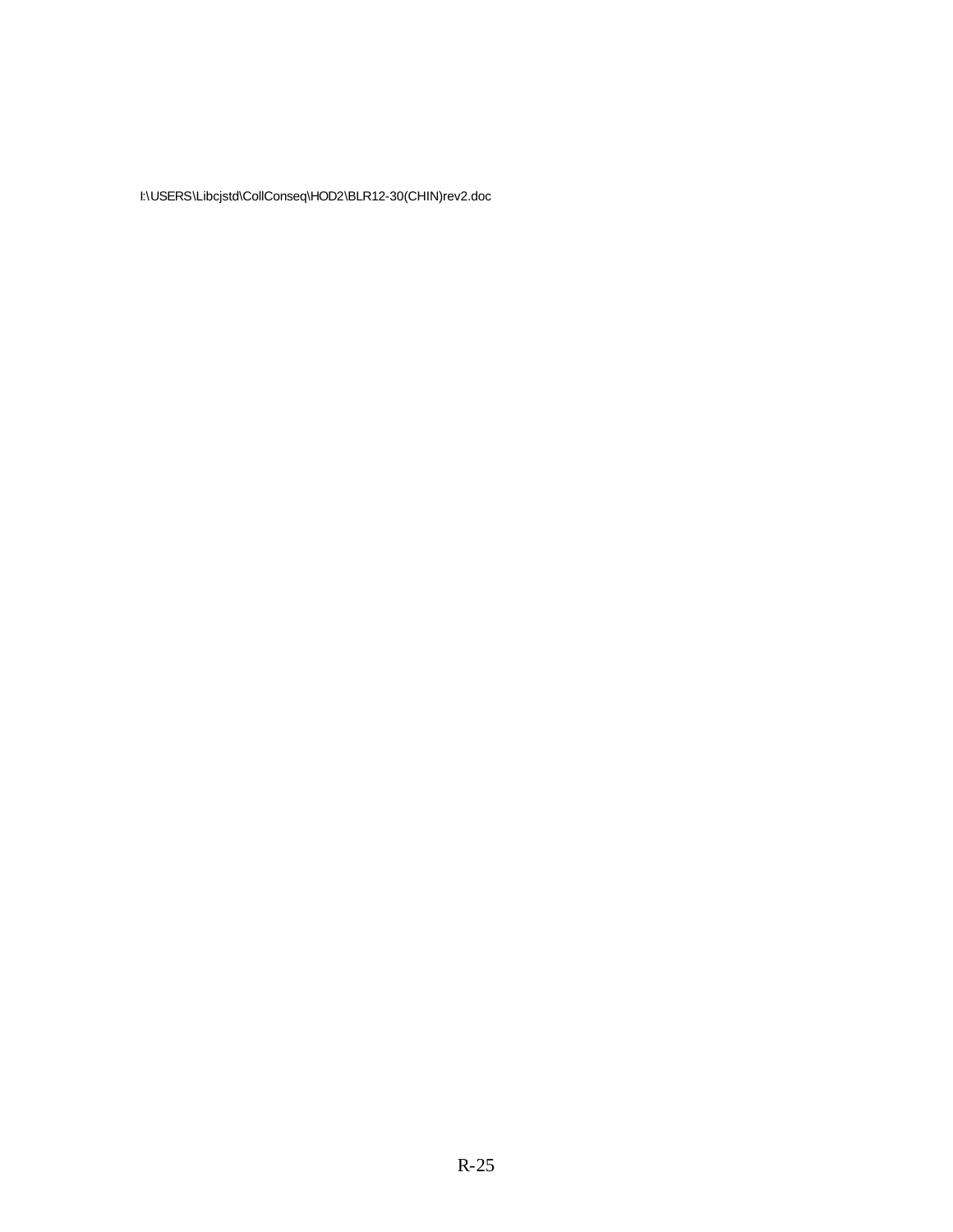I:\USERS\Libcjstd\CollConseq\HOD2\BLR12-30(CHIN)rev2.doc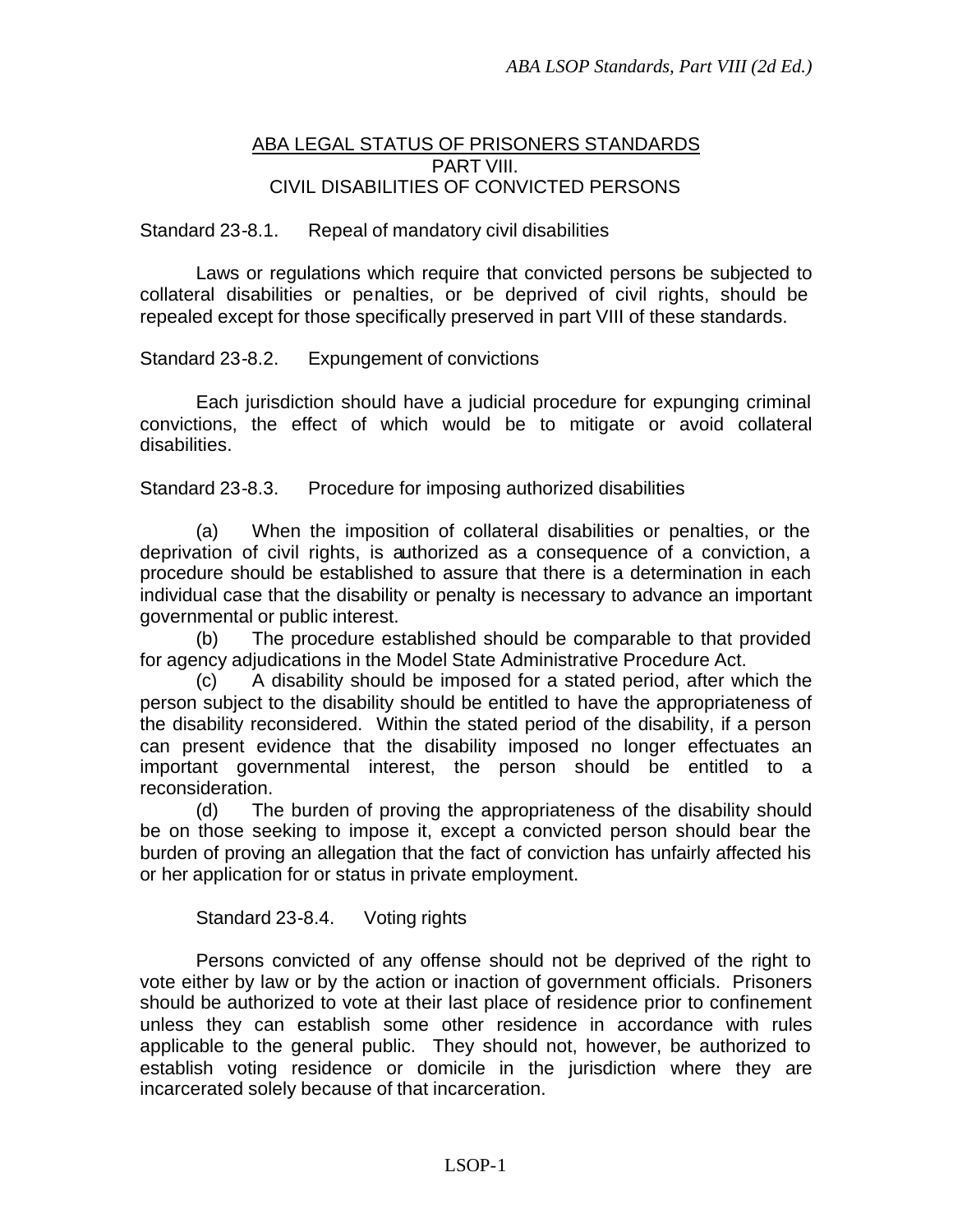## ABA LEGAL STATUS OF PRISONERS STANDARDS
## PART VIII.
## CIVIL DISABILITIES OF CONVICTED PERSONS

### Standard 23-8.1. Repeal of mandatory civil disabilities

Laws or regulations which require that convicted persons be subjected to collateral disabilities or penalties, or be deprived of civil rights, should be repealed except for those specifically preserved in part VIII of these standards.

### Standard 23-8.2. Expungement of convictions

Each jurisdiction should have a judicial procedure for expunging criminal convictions, the effect of which would be to mitigate or avoid collateral disabilities.

### Standard 23-8.3. Procedure for imposing authorized disabilities

(a) When the imposition of collateral disabilities or penalties, or the deprivation of civil rights, is authorized as a consequence of a conviction, a procedure should be established to assure that there is a determination in each individual case that the disability or penalty is necessary to advance an important governmental or public interest.

(b) The procedure established should be comparable to that provided for agency adjudications in the Model State Administrative Procedure Act.

(c) A disability should be imposed for a stated period, after which the person subject to the disability should be entitled to have the appropriateness of the disability reconsidered. Within the stated period of the disability, if a person can present evidence that the disability imposed no longer effectuates an important governmental interest, the person should be entitled to a reconsideration.

(d) The burden of proving the appropriateness of the disability should be on those seeking to impose it, except a convicted person should bear the burden of proving an allegation that the fact of conviction has unfairly affected his or her application for or status in private employment.

### Standard 23-8.4. Voting rights

Persons convicted of any offense should not be deprived of the right to vote either by law or by the action or inaction of government officials. Prisoners should be authorized to vote at their last place of residence prior to confinement unless they can establish some other residence in accordance with rules applicable to the general public. They should not, however, be authorized to establish voting residence or domicile in the jurisdiction where they are incarcerated solely because of that incarceration.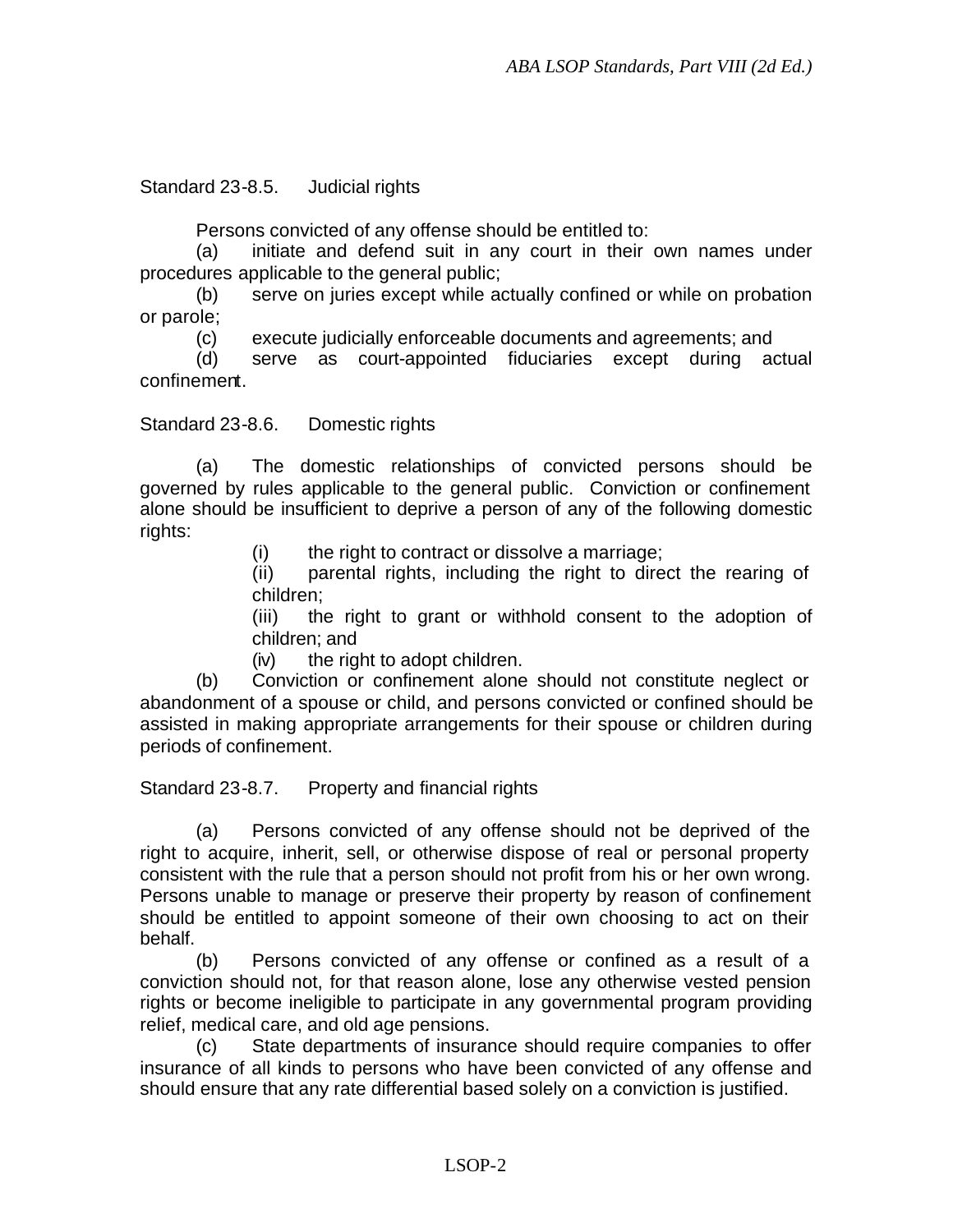Standard 23-8.5. Judicial rights

Persons convicted of any offense should be entitled to:

(a) initiate and defend suit in any court in their own names under procedures applicable to the general public;

(b) serve on juries except while actually confined or while on probation or parole;

(c) execute judicially enforceable documents and agreements; and

(d) serve as court-appointed fiduciaries except during actual confinement.

Standard 23-8.6. Domestic rights

(a) The domestic relationships of convicted persons should be governed by rules applicable to the general public. Conviction or confinement alone should be insufficient to deprive a person of any of the following domestic rights:

(i) the right to contract or dissolve a marriage;

(ii) parental rights, including the right to direct the rearing of children;

(iii) the right to grant or withhold consent to the adoption of children; and

(iv) the right to adopt children.

(b) Conviction or confinement alone should not constitute neglect or abandonment of a spouse or child, and persons convicted or confined should be assisted in making appropriate arrangements for their spouse or children during periods of confinement.

Standard 23-8.7. Property and financial rights

(a) Persons convicted of any offense should not be deprived of the right to acquire, inherit, sell, or otherwise dispose of real or personal property consistent with the rule that a person should not profit from his or her own wrong. Persons unable to manage or preserve their property by reason of confinement should be entitled to appoint someone of their own choosing to act on their behalf.

(b) Persons convicted of any offense or confined as a result of a conviction should not, for that reason alone, lose any otherwise vested pension rights or become ineligible to participate in any governmental program providing relief, medical care, and old age pensions.

(c) State departments of insurance should require companies to offer insurance of all kinds to persons who have been convicted of any offense and should ensure that any rate differential based solely on a conviction is justified.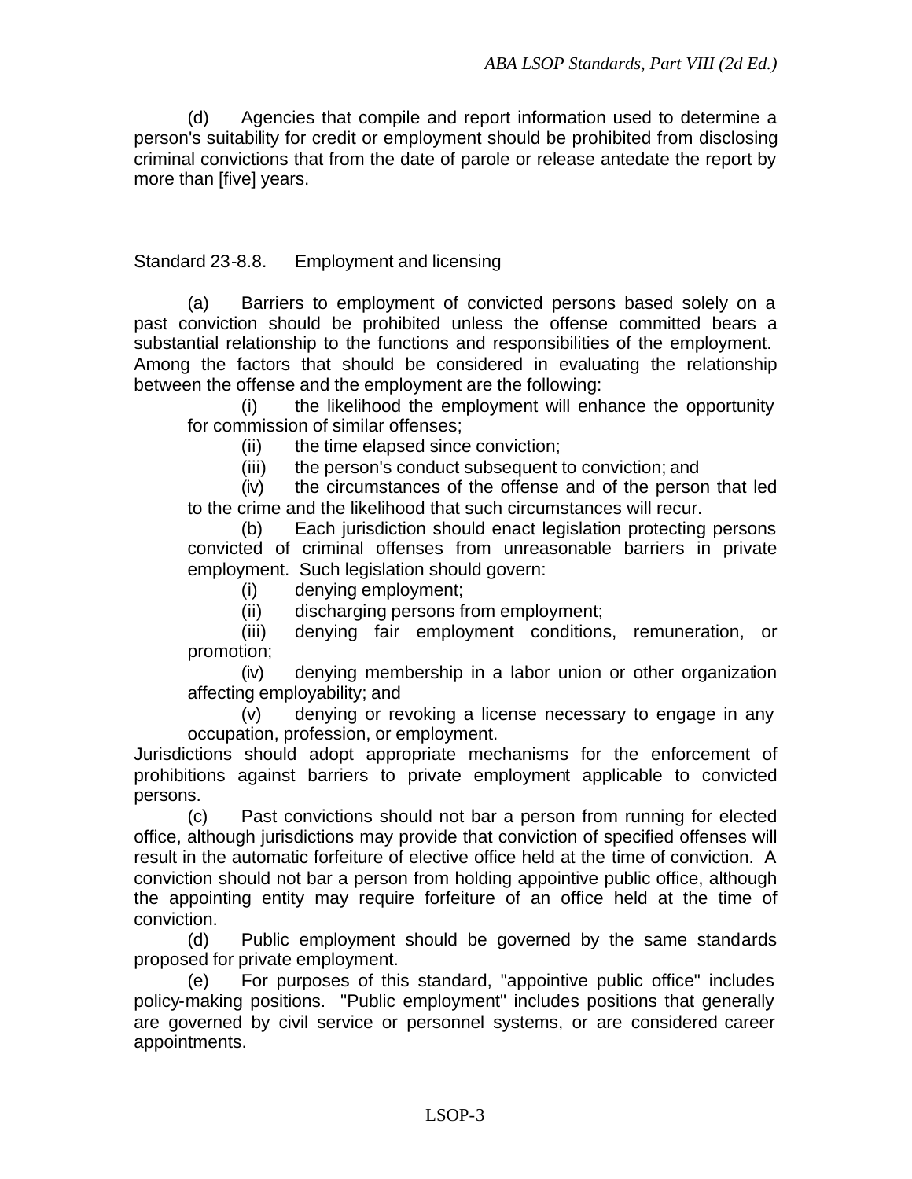(d) Agencies that compile and report information used to determine a person's suitability for credit or employment should be prohibited from disclosing criminal convictions that from the date of parole or release antedate the report by more than [five] years.

### Standard 23-8.8. Employment and licensing

(a) Barriers to employment of convicted persons based solely on a past conviction should be prohibited unless the offense committed bears a substantial relationship to the functions and responsibilities of the employment. Among the factors that should be considered in evaluating the relationship between the offense and the employment are the following:

(i) the likelihood the employment will enhance the opportunity for commission of similar offenses;

(ii) the time elapsed since conviction;

(iii) the person's conduct subsequent to conviction; and

(iv) the circumstances of the offense and of the person that led to the crime and the likelihood that such circumstances will recur.

(b) Each jurisdiction should enact legislation protecting persons convicted of criminal offenses from unreasonable barriers in private employment. Such legislation should govern:

(i) denying employment;

(ii) discharging persons from employment;

(iii) denying fair employment conditions, remuneration, or promotion;

(iv) denying membership in a labor union or other organization affecting employability; and

(v) denying or revoking a license necessary to engage in any occupation, profession, or employment.

Jurisdictions should adopt appropriate mechanisms for the enforcement of prohibitions against barriers to private employment applicable to convicted persons.

(c) Past convictions should not bar a person from running for elected office, although jurisdictions may provide that conviction of specified offenses will result in the automatic forfeiture of elective office held at the time of conviction. A conviction should not bar a person from holding appointive public office, although the appointing entity may require forfeiture of an office held at the time of conviction.

(d) Public employment should be governed by the same standards proposed for private employment.

(e) For purposes of this standard, "appointive public office" includes policy-making positions. "Public employment" includes positions that generally are governed by civil service or personnel systems, or are considered career appointments.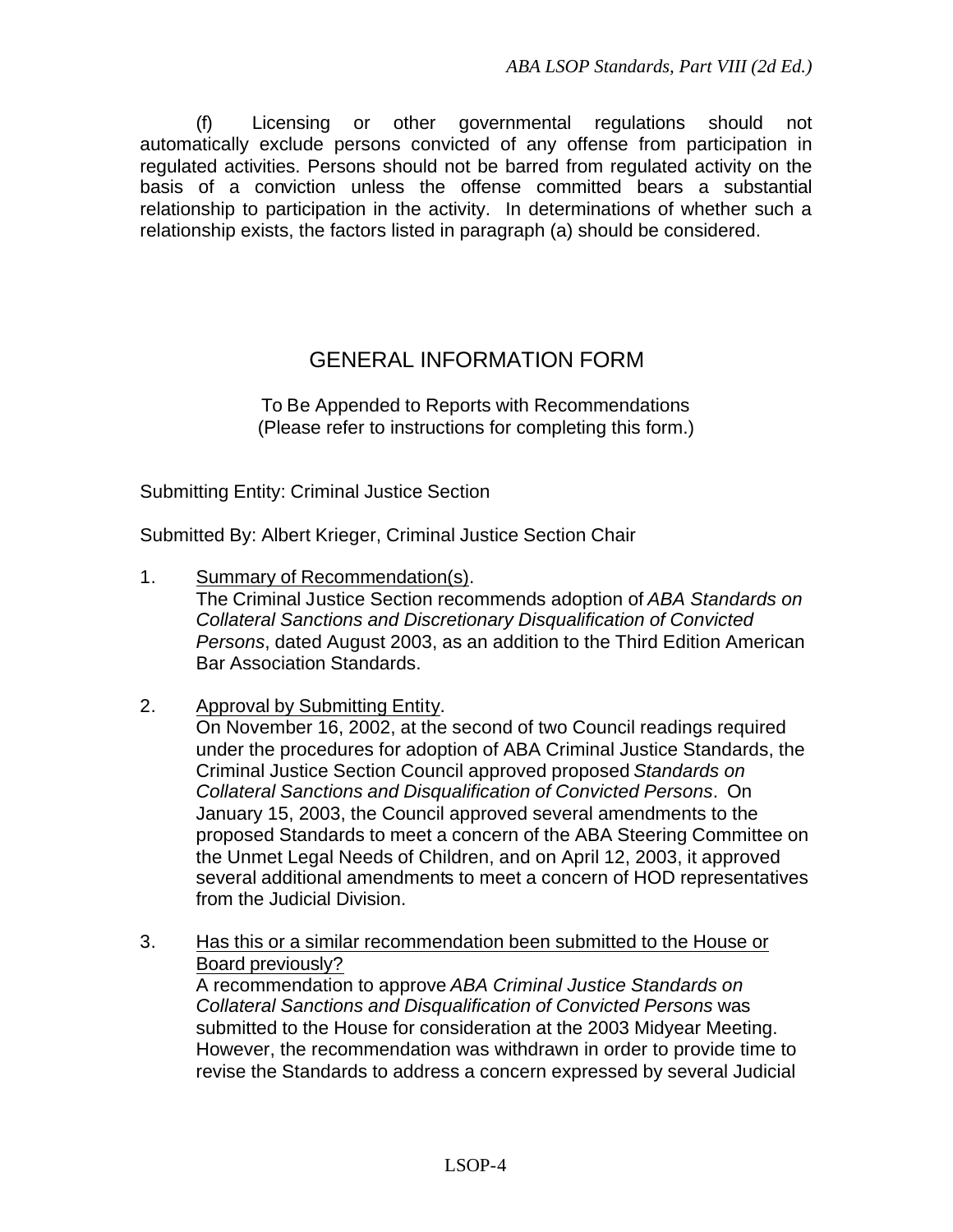(f) Licensing or other governmental regulations should not automatically exclude persons convicted of any offense from participation in regulated activities. Persons should not be barred from regulated activity on the basis of a conviction unless the offense committed bears a substantial relationship to participation in the activity. In determinations of whether such a relationship exists, the factors listed in paragraph (a) should be considered.

# GENERAL INFORMATION FORM

To Be Appended to Reports with Recommendations
(Please refer to instructions for completing this form.)

Submitting Entity: Criminal Justice Section

Submitted By: Albert Krieger, Criminal Justice Section Chair

1. Summary of Recommendation(s).
   The Criminal Justice Section recommends adoption of *ABA Standards on Collateral Sanctions and Discretionary Disqualification of Convicted Persons*, dated August 2003, as an addition to the Third Edition American Bar Association Standards.

2. Approval by Submitting Entity.
   On November 16, 2002, at the second of two Council readings required under the procedures for adoption of ABA Criminal Justice Standards, the Criminal Justice Section Council approved proposed *Standards on Collateral Sanctions and Disqualification of Convicted Persons*. On January 15, 2003, the Council approved several amendments to the proposed Standards to meet a concern of the ABA Steering Committee on the Unmet Legal Needs of Children, and on April 12, 2003, it approved several additional amendments to meet a concern of HOD representatives from the Judicial Division.

3. Has this or a similar recommendation been submitted to the House or Board previously?
   A recommendation to approve *ABA Criminal Justice Standards on Collateral Sanctions and Disqualification of Convicted Persons* was submitted to the House for consideration at the 2003 Midyear Meeting. However, the recommendation was withdrawn in order to provide time to revise the Standards to address a concern expressed by several Judicial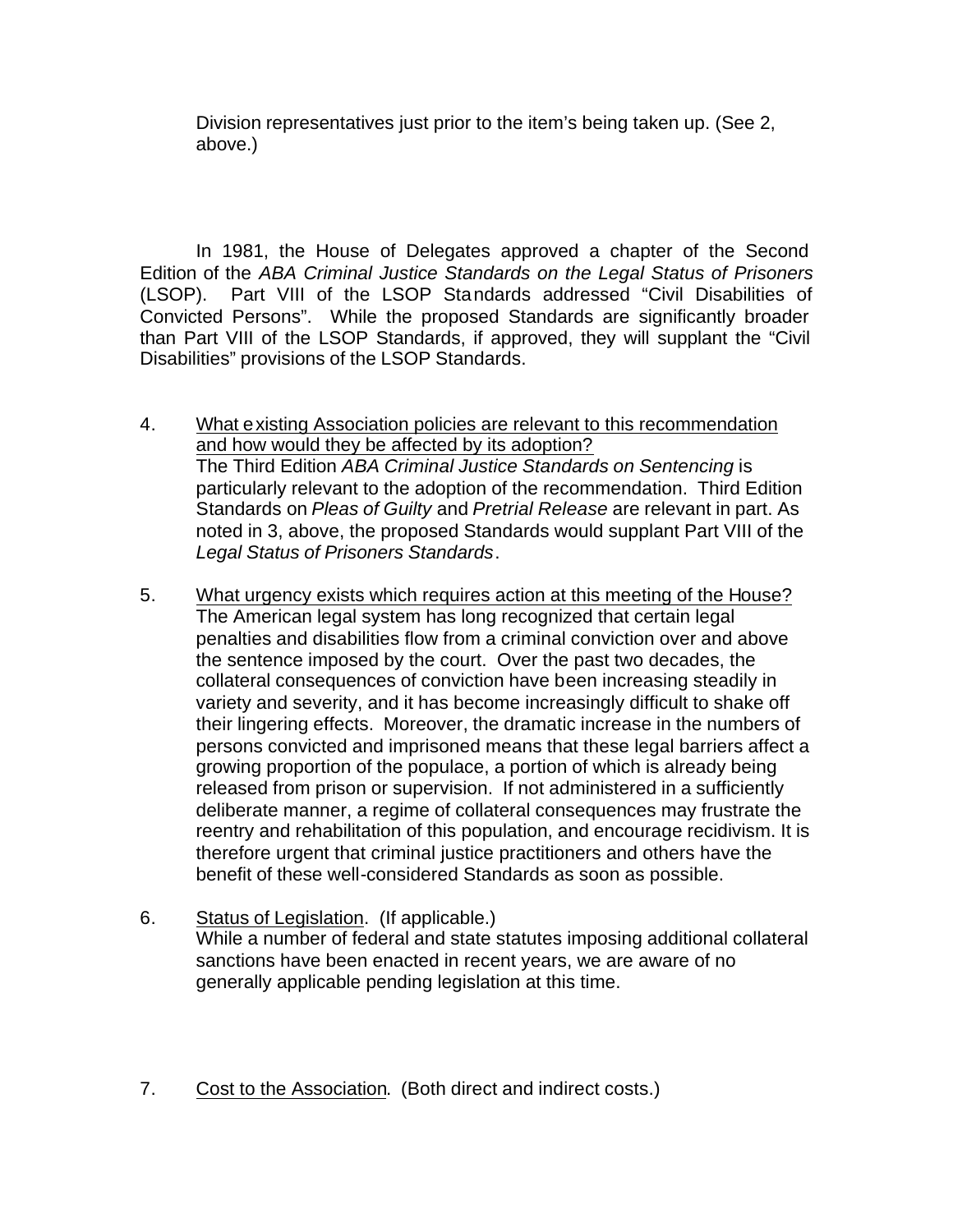Division representatives just prior to the item's being taken up. (See 2, above.)

In 1981, the House of Delegates approved a chapter of the Second Edition of the *ABA Criminal Justice Standards on the Legal Status of Prisoners* (LSOP). Part VIII of the LSOP Standards addressed "Civil Disabilities of Convicted Persons". While the proposed Standards are significantly broader than Part VIII of the LSOP Standards, if approved, they will supplant the "Civil Disabilities" provisions of the LSOP Standards.

4. What existing Association policies are relevant to this recommendation and how would they be affected by its adoption?
   The Third Edition *ABA Criminal Justice Standards on Sentencing* is particularly relevant to the adoption of the recommendation. Third Edition Standards on *Pleas of Guilty* and *Pretrial Release* are relevant in part. As noted in 3, above, the proposed Standards would supplant Part VIII of the *Legal Status of Prisoners Standards*.

5. What urgency exists which requires action at this meeting of the House?
   The American legal system has long recognized that certain legal penalties and disabilities flow from a criminal conviction over and above the sentence imposed by the court. Over the past two decades, the collateral consequences of conviction have been increasing steadily in variety and severity, and it has become increasingly difficult to shake off their lingering effects. Moreover, the dramatic increase in the numbers of persons convicted and imprisoned means that these legal barriers affect a growing proportion of the populace, a portion of which is already being released from prison or supervision. If not administered in a sufficiently deliberate manner, a regime of collateral consequences may frustrate the reentry and rehabilitation of this population, and encourage recidivism. It is therefore urgent that criminal justice practitioners and others have the benefit of these well-considered Standards as soon as possible.

6. Status of Legislation. (If applicable.)
   While a number of federal and state statutes imposing additional collateral sanctions have been enacted in recent years, we are aware of no generally applicable pending legislation at this time.

7. Cost to the Association. (Both direct and indirect costs.)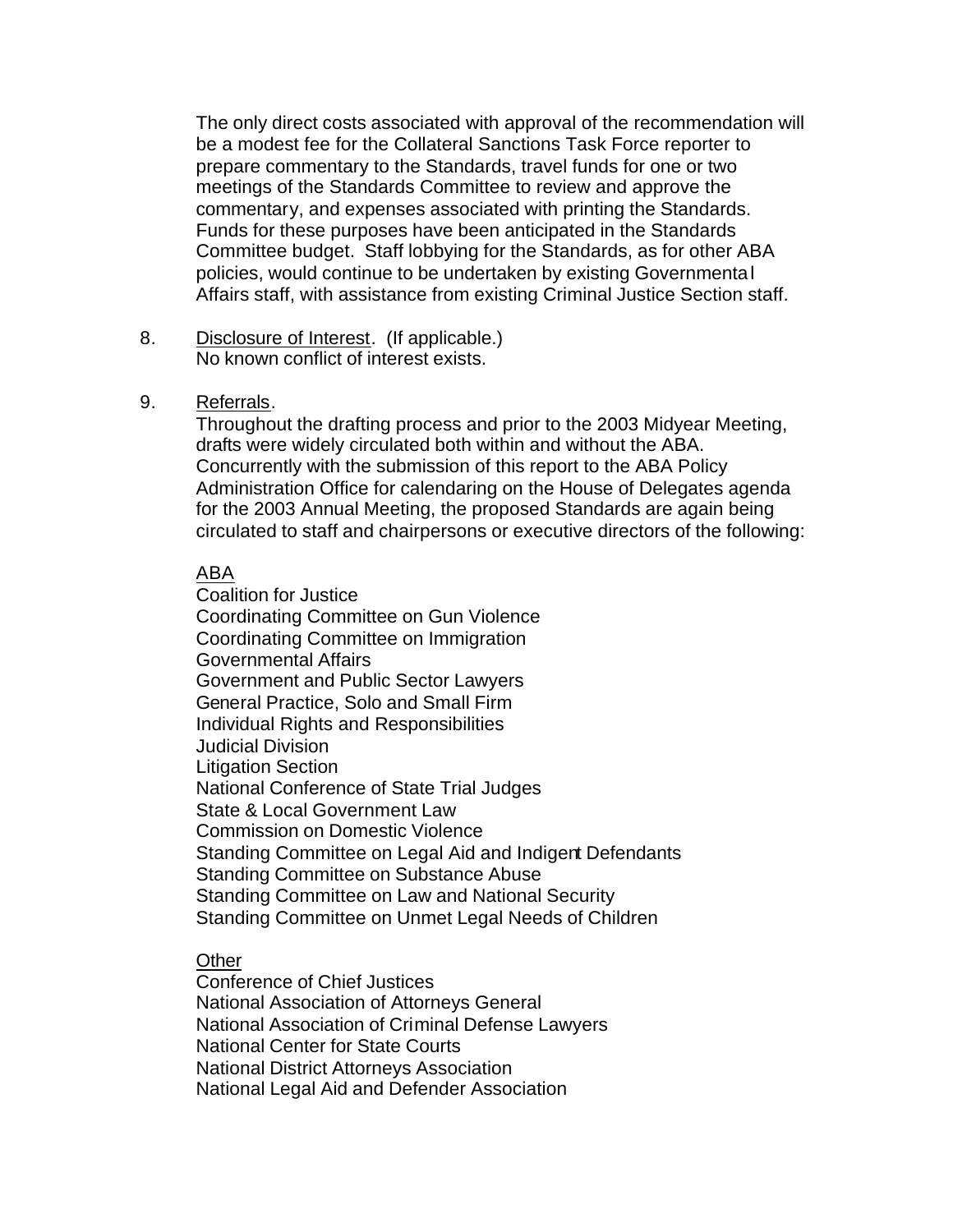The only direct costs associated with approval of the recommendation will be a modest fee for the Collateral Sanctions Task Force reporter to prepare commentary to the Standards, travel funds for one or two meetings of the Standards Committee to review and approve the commentary, and expenses associated with printing the Standards. Funds for these purposes have been anticipated in the Standards Committee budget. Staff lobbying for the Standards, as for other ABA policies, would continue to be undertaken by existing Governmental Affairs staff, with assistance from existing Criminal Justice Section staff.

8. Disclosure of Interest. (If applicable.)
No known conflict of interest exists.

9. Referrals.
Throughout the drafting process and prior to the 2003 Midyear Meeting, drafts were widely circulated both within and without the ABA. Concurrently with the submission of this report to the ABA Policy Administration Office for calendaring on the House of Delegates agenda for the 2003 Annual Meeting, the proposed Standards are again being circulated to staff and chairpersons or executive directors of the following:

ABA
Coalition for Justice
Coordinating Committee on Gun Violence
Coordinating Committee on Immigration
Governmental Affairs
Government and Public Sector Lawyers
General Practice, Solo and Small Firm
Individual Rights and Responsibilities
Judicial Division
Litigation Section
National Conference of State Trial Judges
State & Local Government Law
Commission on Domestic Violence
Standing Committee on Legal Aid and Indigent Defendants
Standing Committee on Substance Abuse
Standing Committee on Law and National Security
Standing Committee on Unmet Legal Needs of Children

Other
Conference of Chief Justices
National Association of Attorneys General
National Association of Criminal Defense Lawyers
National Center for State Courts
National District Attorneys Association
National Legal Aid and Defender Association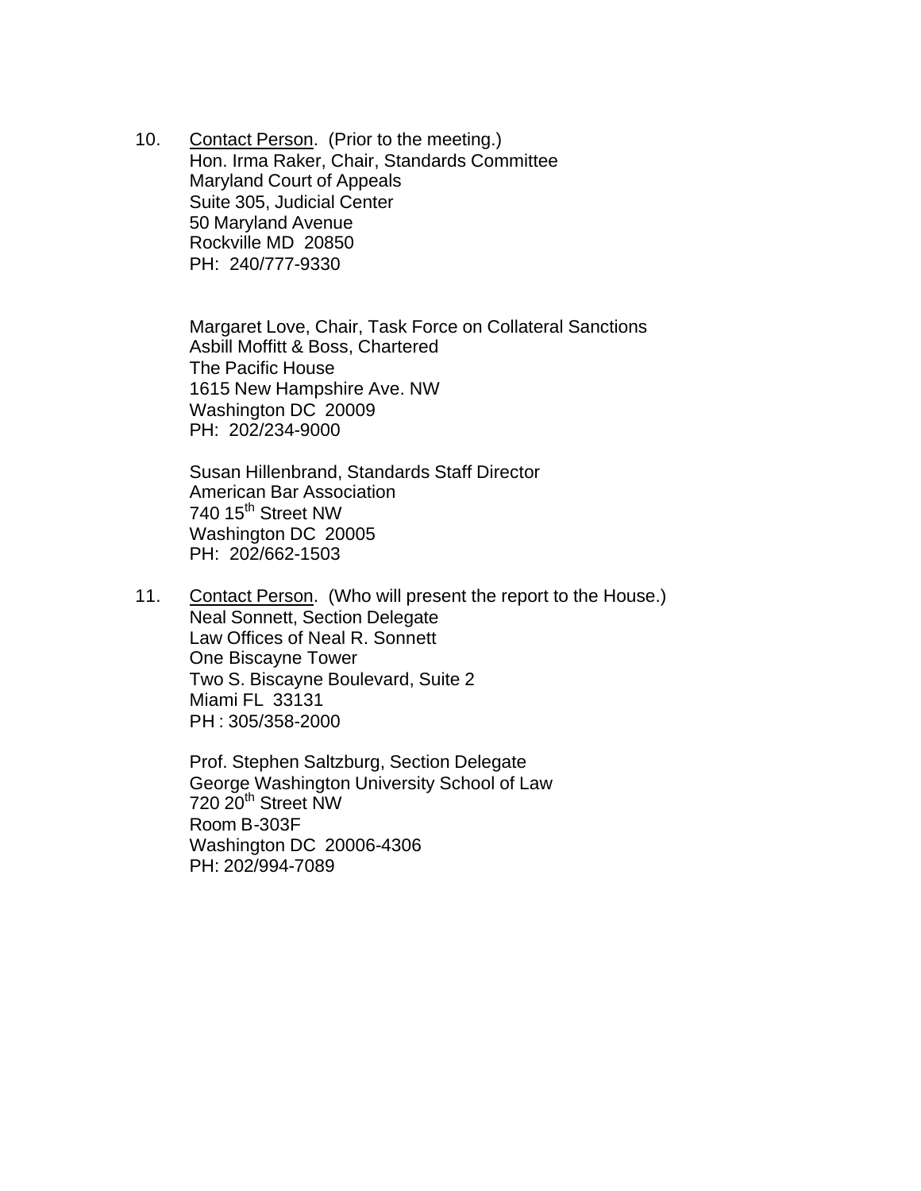10. <u>Contact Person</u>. (Prior to the meeting.)
    Hon. Irma Raker, Chair, Standards Committee
    Maryland Court of Appeals
    Suite 305, Judicial Center
    50 Maryland Avenue
    Rockville MD 20850
    PH: 240/777-9330

    Margaret Love, Chair, Task Force on Collateral Sanctions
    Asbill Moffitt & Boss, Chartered
    The Pacific House
    1615 New Hampshire Ave. NW
    Washington DC 20009
    PH: 202/234-9000

    Susan Hillenbrand, Standards Staff Director
    American Bar Association
    740 15th Street NW
    Washington DC 20005
    PH: 202/662-1503

11. <u>Contact Person</u>. (Who will present the report to the House.)
    Neal Sonnett, Section Delegate
    Law Offices of Neal R. Sonnett
    One Biscayne Tower
    Two S. Biscayne Boulevard, Suite 2
    Miami FL 33131
    PH : 305/358-2000

    Prof. Stephen Saltzburg, Section Delegate
    George Washington University School of Law
    720 20th Street NW
    Room B-303F
    Washington DC 20006-4306
    PH: 202/994-7089